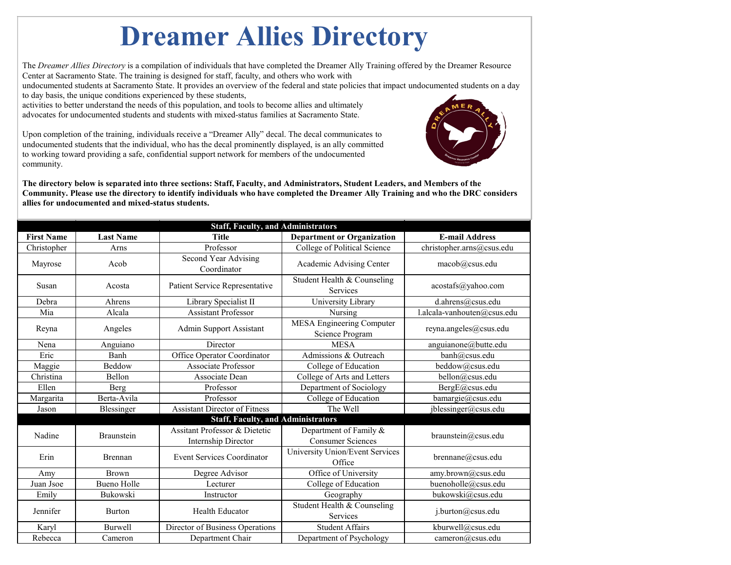# Dreamer Allies Directory

The *Dreamer Allies Directory* is a compilation of individuals that have completed the Dreamer Ally Training offered by the Dreamer Resource Center at Sacramento State. The training is designed for staff, faculty, and others who work with undocumented students at Sacramento State. It provides an overview of the federal and state policies that impact undocumented students on a day to day basis, the unique conditions experienced by these students, activities to better understand the needs of this population, and tools to become allies and ultimately advocates for undocumented students and students with mixed-status families at Sacramento State.

Upon completion of the training, individuals receive a "Dreamer Ally" decal. The decal communicates to undocumented students that the individual, who has the decal prominently displayed, is an ally committed to working toward providing a safe, confidential support network for members of the undocumented community.

**The directory below is separated into three sections: Staff, Faculty, and Administrators, Student Leaders, and Members of the Community. Please use the directory to identify individuals who have completed the Dreamer Ally Training and who the DRC considers allies for undocumented and mixed-status students.**

| Staff, Faculty, and Administrators | | | | |
|---|---|---|---|---|
| **First Name** | **Last Name** | **Title** | **Department or Organization** | **E-mail Address** |
| Christopher | Arns | Professor | College of Political Science | christopher.arns@csus.edu |
| Mayrose | Acob | Second Year Advising Coordinator | Academic Advising Center | macob@csus.edu |
| Susan | Acosta | Patient Service Representative | Student Health & Counseling Services | acostafs@yahoo.com |
| Debra | Ahrens | Library Specialist II | University Library | d.ahrens@csus.edu |
| Mia | Alcala | Assistant Professor | Nursing | l.alcala-vanhouten@csus.edu |
| Reyna | Angeles | Admin Support Assistant | MESA Engineering Computer Science Program | reyna.angeles@csus.edu |
| Nena | Anguiano | Director | MESA | anguianone@butte.edu |
| Eric | Banh | Office Operator Coordinator | Admissions & Outreach | banh@csus.edu |
| Maggie | Beddow | Associate Professor | College of Education | beddow@csus.edu |
| Christina | Bellon | Associate Dean | College of Arts and Letters | bellon@csus.edu |
| Ellen | Berg | Professor | Department of Sociology | BergE@csus.edu |
| Margarita | Berta-Avila | Professor | College of Education | bamargie@csus.edu |
| Jason | Blessinger | Assistant Director of Fitness | The Well | jblessinger@csus.edu |
| **Staff, Faculty, and Administrators** | | | | |
| Nadine | Braunstein | Assitant Professor & Dietetic Internship Director | Department of Family & Consumer Sciences | braunstein@csus.edu |
| Erin | Brennan | Event Services Coordinator | University Union/Event Services Office | brennane@csus.edu |
| Amy | Brown | Degree Advisor | Office of University | amy.brown@csus.edu |
| Juan Jsoe | Bueno Holle | Lecturer | College of Education | buenoholle@csus.edu |
| Emily | Bukowski | Instructor | Geography | bukowski@csus.edu |
| Jennifer | Burton | Health Educator | Student Health & Counseling Services | j.burton@csus.edu |
| Karyl | Burwell | Director of Business Operations | Student Affairs | kburwell@csus.edu |
| Rebecca | Cameron | Department Chair | Department of Psychology | cameron@csus.edu |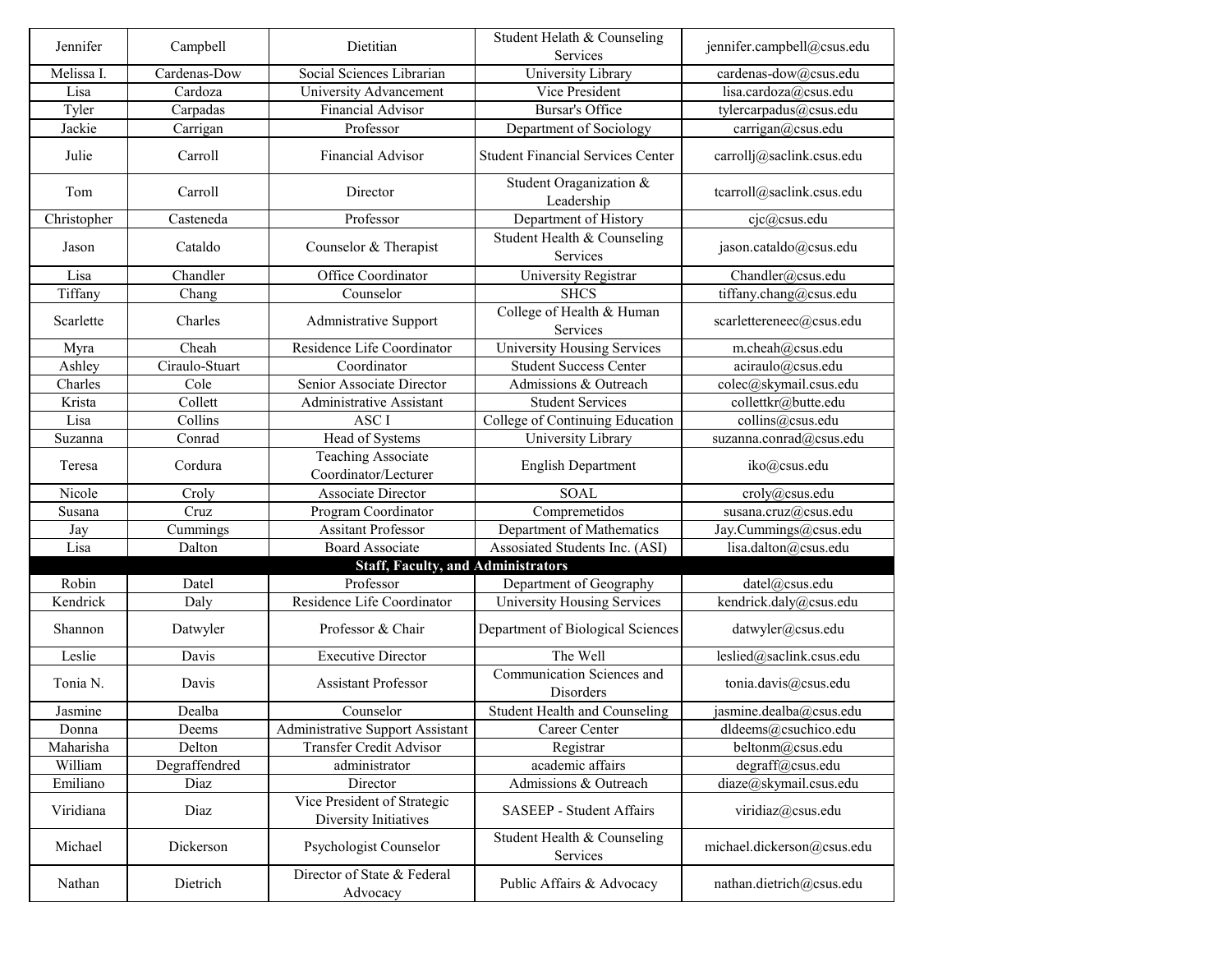| Jennifer | Campbell | Dietitian | Student Helath & Counseling Services | jennifer.campbell@csus.edu |
|---|---|---|---|---|
| Melissa I. | Cardenas-Dow | Social Sciences Librarian | University Library | cardenas-dow@csus.edu |
| Lisa | Cardoza | University Advancement | Vice President | lisa.cardoza@csus.edu |
| Tyler | Carpadas | Financial Advisor | Bursar's Office | tylercarpadus@csus.edu |
| Jackie | Carrigan | Professor | Department of Sociology | carrigan@csus.edu |
| Julie | Carroll | Financial Advisor | Student Financial Services Center | carrollj@saclink.csus.edu |
| Tom | Carroll | Director | Student Oraganization & Leadership | tcarroll@saclink.csus.edu |
| Christopher | Casteneda | Professor | Department of History | cjc@csus.edu |
| Jason | Cataldo | Counselor & Therapist | Student Health & Counseling Services | jason.cataldo@csus.edu |
| Lisa | Chandler | Office Coordinator | University Registrar | Chandler@csus.edu |
| Tiffany | Chang | Counselor | SHCS | tiffany.chang@csus.edu |
| Scarlette | Charles | Admnistrative Support | College of Health & Human Services | scarlettereneec@csus.edu |
| Myra | Cheah | Residence Life Coordinator | University Housing Services | m.cheah@csus.edu |
| Ashley | Ciraulo-Stuart | Coordinator | Student Success Center | aciraulo@csus.edu |
| Charles | Cole | Senior Associate Director | Admissions & Outreach | colec@skymail.csus.edu |
| Krista | Collett | Administrative Assistant | Student Services | collettkr@butte.edu |
| Lisa | Collins | ASC I | College of Continuing Education | collins@csus.edu |
| Suzanna | Conrad | Head of Systems | University Library | suzanna.conrad@csus.edu |
| Teresa | Cordura | Teaching Associate Coordinator/Lecturer | English Department | iko@csus.edu |
| Nicole | Croly | Associate Director | SOAL | croly@csus.edu |
| Susana | Cruz | Program Coordinator | Compremetidos | susana.cruz@csus.edu |
| Jay | Cummings | Assitant Professor | Department of Mathematics | Jay.Cummings@csus.edu |
| Lisa | Dalton | Board Associate | Assosiated Students Inc. (ASI) | lisa.dalton@csus.edu |
| **Staff, Faculty, and Administrators** | | | | |
| Robin | Datel | Professor | Department of Geography | datel@csus.edu |
| Kendrick | Daly | Residence Life Coordinator | University Housing Services | kendrick.daly@csus.edu |
| Shannon | Datwyler | Professor & Chair | Department of Biological Sciences | datwyler@csus.edu |
| Leslie | Davis | Executive Director | The Well | leslied@saclink.csus.edu |
| Tonia N. | Davis | Assistant Professor | Communication Sciences and Disorders | tonia.davis@csus.edu |
| Jasmine | Dealba | Counselor | Student Health and Counseling | jasmine.dealba@csus.edu |
| Donna | Deems | Administrative Support Assistant | Career Center | dldeems@csuchico.edu |
| Maharisha | Delton | Transfer Credit Advisor | Registrar | beltonm@csus.edu |
| William | Degraffendred | administrator | academic affairs | degraff@csus.edu |
| Emiliano | Diaz | Director | Admissions & Outreach | diaze@skymail.csus.edu |
| Viridiana | Diaz | Vice President of Strategic Diversity Initiatives | SASEEP - Student Affairs | viridiaz@csus.edu |
| Michael | Dickerson | Psychologist Counselor | Student Health & Counseling Services | michael.dickerson@csus.edu |
| Nathan | Dietrich | Director of State & Federal Advocacy | Public Affairs & Advocacy | nathan.dietrich@csus.edu |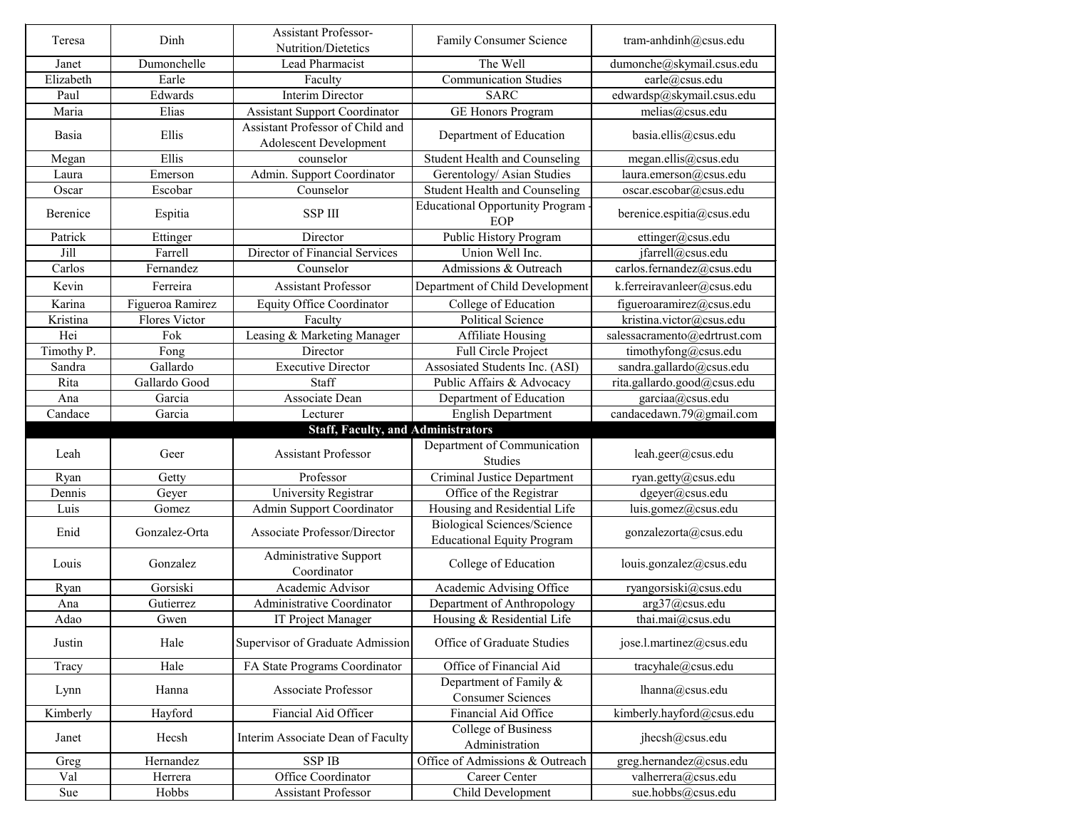| Teresa | Dinh | Assistant Professor-Nutrition/Dietetics | Family Consumer Science | tram-anhdinh@csus.edu |
|---|---|---|---|---|
| Janet | Dumonchelle | Lead Pharmacist | The Well | dumonche@skymail.csus.edu |
| Elizabeth | Earle | Faculty | Communication Studies | earle@csus.edu |
| Paul | Edwards | Interim Director | SARC | edwardsp@skymail.csus.edu |
| Maria | Elias | Assistant Support Coordinator | GE Honors Program | melias@csus.edu |
| Basia | Ellis | Assistant Professor of Child and Adolescent Development | Department of Education | basia.ellis@csus.edu |
| Megan | Ellis | counselor | Student Health and Counseling | megan.ellis@csus.edu |
| Laura | Emerson | Admin. Support Coordinator | Gerentology/ Asian Studies | laura.emerson@csus.edu |
| Oscar | Escobar | Counselor | Student Health and Counseling | oscar.escobar@csus.edu |
| Berenice | Espitia | SSP III | Educational Opportunity Program - EOP | berenice.espitia@csus.edu |
| Patrick | Ettinger | Director | Public History Program | ettinger@csus.edu |
| Jill | Farrell | Director of Financial Services | Union Well Inc. | jfarrell@csus.edu |
| Carlos | Fernandez | Counselor | Admissions & Outreach | carlos.fernandez@csus.edu |
| Kevin | Ferreira | Assistant Professor | Department of Child Development | k.ferreiravanleer@csus.edu |
| Karina | Figueroa Ramirez | Equity Office Coordinator | College of Education | figueroaramirez@csus.edu |
| Kristina | Flores Victor | Faculty | Political Science | kristina.victor@csus.edu |
| Hei | Fok | Leasing & Marketing Manager | Affiliate Housing | salessacramento@edrtrust.com |
| Timothy P. | Fong | Director | Full Circle Project | timothyfong@csus.edu |
| Sandra | Gallardo | Executive Director | Assosiated Students Inc. (ASI) | sandra.gallardo@csus.edu |
| Rita | Gallardo Good | Staff | Public Affairs & Advocacy | rita.gallardo.good@csus.edu |
| Ana | Garcia | Associate Dean | Department of Education | garciaa@csus.edu |
| Candace | Garcia | Lecturer | English Department | candacedawn.79@gmail.com |
| **Staff, Faculty, and Administrators** | | | | |
| Leah | Geer | Assistant Professor | Department of Communication Studies | leah.geer@csus.edu |
| Ryan | Getty | Professor | Criminal Justice Department | ryan.getty@csus.edu |
| Dennis | Geyer | University Registrar | Office of the Registrar | dgeyer@csus.edu |
| Luis | Gomez | Admin Support Coordinator | Housing and Residential Life | luis.gomez@csus.edu |
| Enid | Gonzalez-Orta | Associate Professor/Director | Biological Sciences/Science Educational Equity Program | gonzalezorta@csus.edu |
| Louis | Gonzalez | Administrative Support Coordinator | College of Education | louis.gonzalez@csus.edu |
| Ryan | Gorsiski | Academic Advisor | Academic Advising Office | ryangorsiski@csus.edu |
| Ana | Gutierrez | Administrative Coordinator | Department of Anthropology | arg37@csus.edu |
| Adao | Gwen | IT Project Manager | Housing & Residential Life | thai.mai@csus.edu |
| Justin | Hale | Supervisor of Graduate Admission | Office of Graduate Studies | jose.l.martinez@csus.edu |
| Tracy | Hale | FA State Programs Coordinator | Office of Financial Aid | tracyhale@csus.edu |
| Lynn | Hanna | Associate Professor | Department of Family & Consumer Sciences | lhanna@csus.edu |
| Kimberly | Hayford | Fiancial Aid Officer | Financial Aid Office | kimberly.hayford@csus.edu |
| Janet | Hecsh | Interim Associate Dean of Faculty | College of Business Administration | jhecsh@csus.edu |
| Greg | Hernandez | SSP IB | Office of Admissions & Outreach | greg.hernandez@csus.edu |
| Val | Herrera | Office Coordinator | Career Center | valherrera@csus.edu |
| Sue | Hobbs | Assistant Professor | Child Development | sue.hobbs@csus.edu |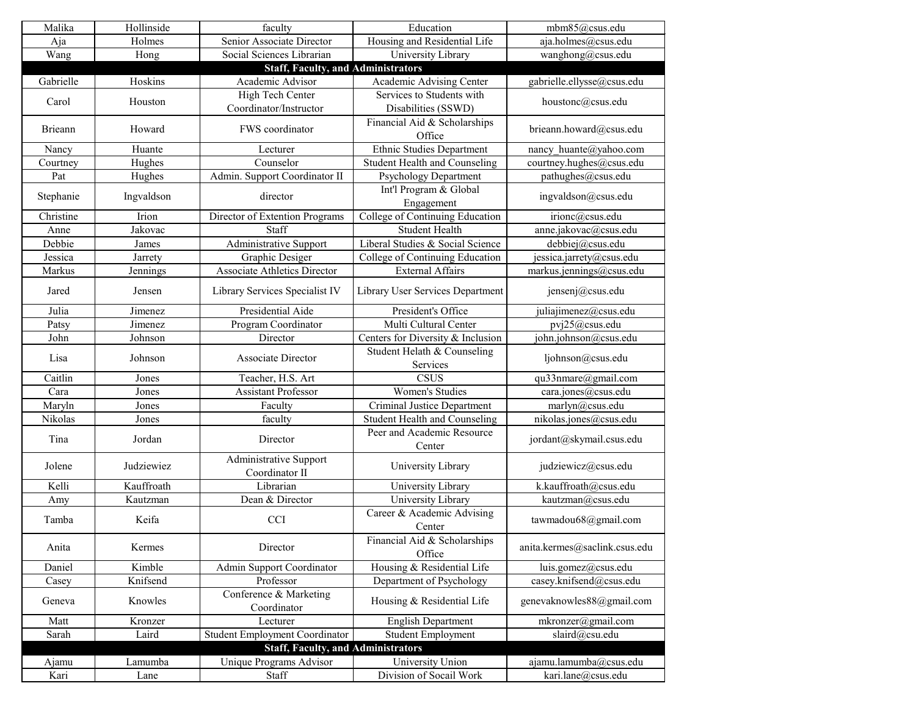| | | | | |
|---|---|---|---|---|
| Malika | Hollinside | faculty | Education | mbm85@csus.edu |
| Aja | Holmes | Senior Associate Director | Housing and Residential Life | aja.holmes@csus.edu |
| Wang | Hong | Social Sciences Librarian | University Library | wanghong@csus.edu |
| **Staff, Faculty, and Administrators** | | | | |
| Gabrielle | Hoskins | Academic Advisor | Academic Advising Center | gabrielle.ellysse@csus.edu |
| Carol | Houston | High Tech Center Coordinator/Instructor | Services to Students with Disabilities (SSWD) | houstonc@csus.edu |
| Brieann | Howard | FWS coordinator | Financial Aid & Scholarships Office | brieann.howard@csus.edu |
| Nancy | Huante | Lecturer | Ethnic Studies Department | nancy_huante@yahoo.com |
| Courtney | Hughes | Counselor | Student Health and Counseling | courtney.hughes@csus.edu |
| Pat | Hughes | Admin. Support Coordinator II | Psychology Department | pathughes@csus.edu |
| Stephanie | Ingvaldson | director | Int'l Program & Global Engagement | ingvaldson@csus.edu |
| Christine | Irion | Director of Extention Programs | College of Continuing Education | irionc@csus.edu |
| Anne | Jakovac | Staff | Student Health | anne.jakovac@csus.edu |
| Debbie | James | Administrative Support | Liberal Studies & Social Science | debbiej@csus.edu |
| Jessica | Jarrety | Graphic Desiger | College of Continuing Education | jessica.jarrety@csus.edu |
| Markus | Jennings | Associate Athletics Director | External Affairs | markus.jennings@csus.edu |
| Jared | Jensen | Library Services Specialist IV | Library User Services Department | jensenj@csus.edu |
| Julia | Jimenez | Presidential Aide | President's Office | juliajimenez@csus.edu |
| Patsy | Jimenez | Program Coordinator | Multi Cultural Center | pvj25@csus.edu |
| John | Johnson | Director | Centers for Diversity & Inclusion | john.johnson@csus.edu |
| Lisa | Johnson | Associate Director | Student Helath & Counseling Services | ljohnson@csus.edu |
| Caitlin | Jones | Teacher, H.S. Art | CSUS | qu33nmare@gmail.com |
| Cara | Jones | Assistant Professor | Women's Studies | cara.jones@csus.edu |
| Maryln | Jones | Faculty | Criminal Justice Department | marlyn@csus.edu |
| Nikolas | Jones | faculty | Student Health and Counseling | nikolas.jones@csus.edu |
| Tina | Jordan | Director | Peer and Academic Resource Center | jordant@skymail.csus.edu |
| Jolene | Judziewiez | Administrative Support Coordinator II | University Library | judziewicz@csus.edu |
| Kelli | Kauffroath | Librarian | University Library | k.kauffroath@csus.edu |
| Amy | Kautzman | Dean & Director | University Library | kautzman@csus.edu |
| Tamba | Keifa | CCI | Career & Academic Advising Center | tawmadou68@gmail.com |
| Anita | Kermes | Director | Financial Aid & Scholarships Office | anita.kermes@saclink.csus.edu |
| Daniel | Kimble | Admin Support Coordinator | Housing & Residential Life | luis.gomez@csus.edu |
| Casey | Knifsend | Professor | Department of Psychology | casey.knifsend@csus.edu |
| Geneva | Knowles | Conference & Marketing Coordinator | Housing & Residential Life | genevaknowles88@gmail.com |
| Matt | Kronzer | Lecturer | English Department | mkronzer@gmail.com |
| Sarah | Laird | Student Employment Coordinator | Student Employment | slaird@csu.edu |
| **Staff, Faculty, and Administrators** | | | | |
| Ajamu | Lamumba | Unique Programs Advisor | University Union | ajamu.lamumba@csus.edu |
| Kari | Lane | Staff | Division of Socail Work | kari.lane@csus.edu |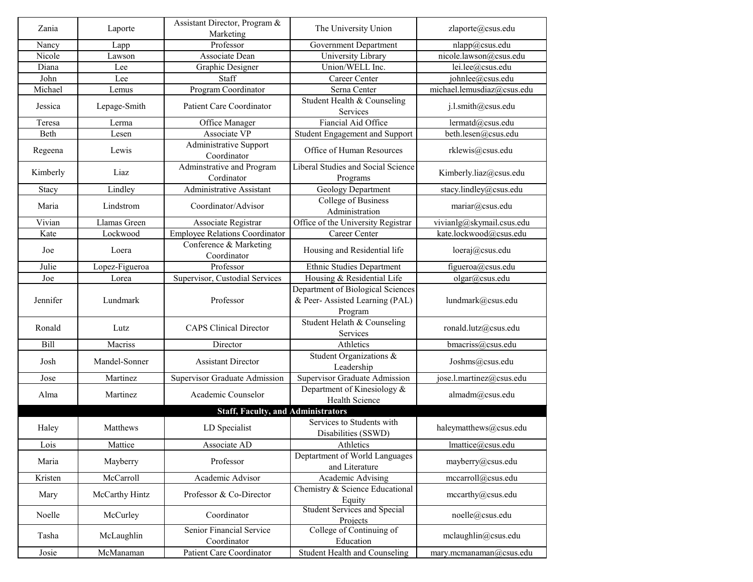| | | | | |
|---|---|---|---|---|
| Zania | Laporte | Assistant Director, Program & Marketing | The University Union | zlaporte@csus.edu |
| Nancy | Lapp | Professor | Government Department | nlapp@csus.edu |
| Nicole | Lawson | Associate Dean | University Library | nicole.lawson@csus.edu |
| Diana | Lee | Graphic Designer | Union/WELL Inc. | lei.lee@csus.edu |
| John | Lee | Staff | Career Center | johnlee@csus.edu |
| Michael | Lemus | Program Coordinator | Serna Center | michael.lemusdiaz@csus.edu |
| Jessica | Lepage-Smith | Patient Care Coordinator | Student Health & Counseling Services | j.l.smith@csus.edu |
| Teresa | Lerma | Office Manager | Fiancial Aid Office | lermatd@csus.edu |
| Beth | Lesen | Associate VP | Student Engagement and Support | beth.lesen@csus.edu |
| Regeena | Lewis | Administrative Support Coordinator | Office of Human Resources | rklewis@csus.edu |
| Kimberly | Liaz | Adminstrative and Program Cordinator | Liberal Studies and Social Science Programs | Kimberly.liaz@csus.edu |
| Stacy | Lindley | Administrative Assistant | Geology Department | stacy.lindley@csus.edu |
| Maria | Lindstrom | Coordinator/Advisor | College of Business Administration | mariar@csus.edu |
| Vivian | Llamas Green | Associate Registrar | Office of the University Registrar | vivianlg@skymail.csus.edu |
| Kate | Lockwood | Employee Relations Coordinator | Career Center | kate.lockwood@csus.edu |
| Joe | Loera | Conference & Marketing Coordinator | Housing and Residential life | loeraj@csus.edu |
| Julie | Lopez-Figueroa | Professor | Ethnic Studies Department | figueroa@csus.edu |
| Joe | Lorea | Supervisor, Custodial Services | Housing & Residential Life | olgar@csus.edu |
| Jennifer | Lundmark | Professor | Department of Biological Sciences & Peer- Assisted Learning (PAL) Program | lundmark@csus.edu |
| Ronald | Lutz | CAPS Clinical Director | Student Helath & Counseling Services | ronald.lutz@csus.edu |
| Bill | Macriss | Director | Athletics | bmacriss@csus.edu |
| Josh | Mandel-Sonner | Assistant Director | Student Organizations & Leadership | Joshms@csus.edu |
| Jose | Martinez | Supervisor Graduate Admission | Supervisor Graduate Admission | jose.l.martinez@csus.edu |
| Alma | Martinez | Academic Counselor | Department of Kinesiology & Health Science | almadm@csus.edu |
| **Staff, Faculty, and Administrators** | | | | |
| Haley | Matthews | LD Specialist | Services to Students with Disabilities (SSWD) | haleymatthews@csus.edu |
| Lois | Mattice | Associate AD | Athletics | lmattice@csus.edu |
| Maria | Mayberry | Professor | Deptartment of World Languages and Literature | mayberry@csus.edu |
| Kristen | McCarroll | Academic Advisor | Academic Advising | mccarroll@csus.edu |
| Mary | McCarthy Hintz | Professor & Co-Director | Chemistry & Science Educational Equity | mccarthy@csus.edu |
| Noelle | McCurley | Coordinator | Student Services and Special Projects | noelle@csus.edu |
| Tasha | McLaughlin | Senior Financial Service Coordinator | College of Continuing of Education | mclaughlin@csus.edu |
| Josie | McManaman | Patient Care Coordinator | Student Health and Counseling | mary.mcmanaman@csus.edu |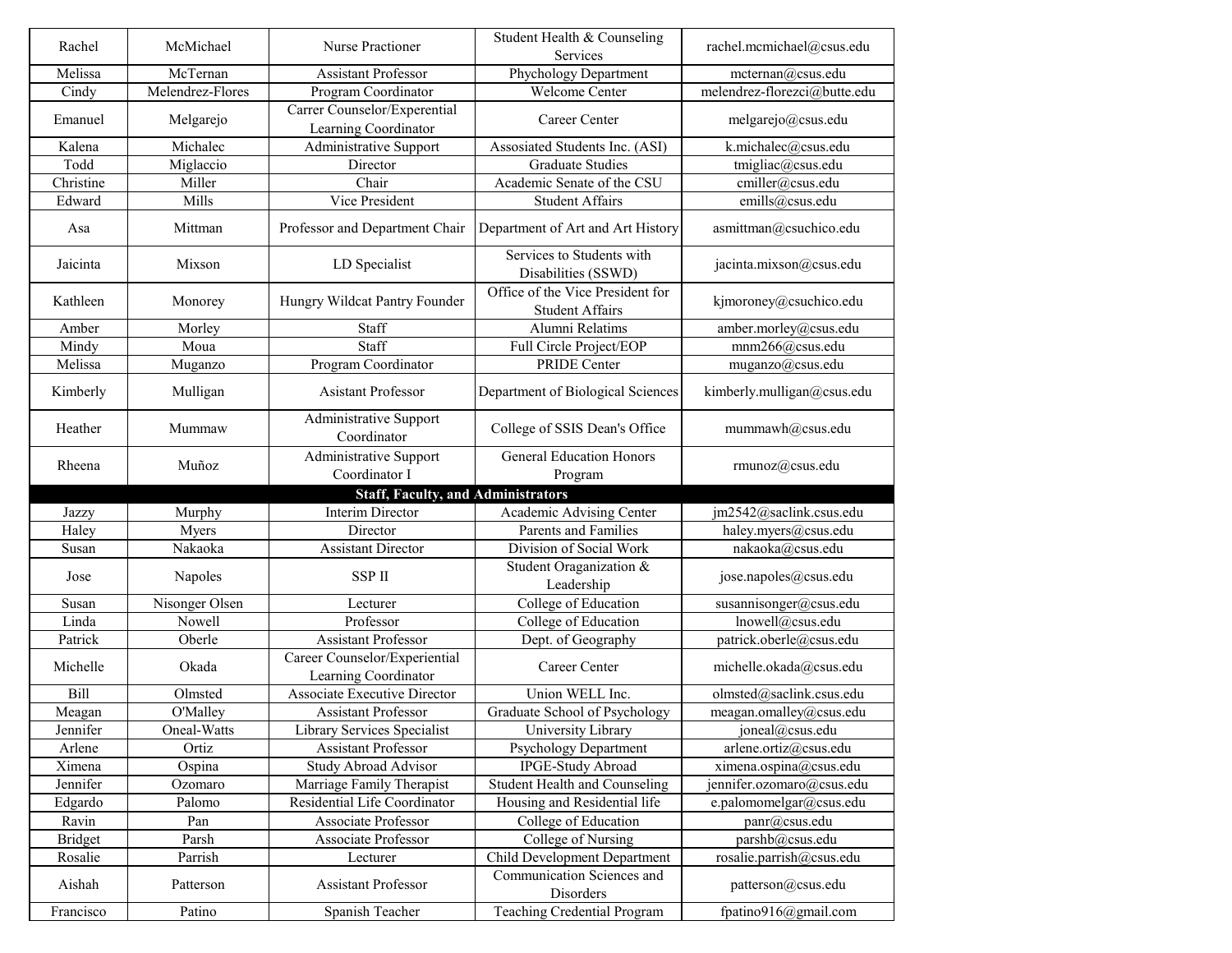| | | | | |
|---|---|---|---|---|
| Rachel | McMichael | Nurse Practioner | Student Health & Counseling Services | rachel.mcmichael@csus.edu |
| Melissa | McTernan | Assistant Professor | Phychology Department | mcternan@csus.edu |
| Cindy | Melendrez-Flores | Program Coordinator | Welcome Center | melendrez-florezci@butte.edu |
| Emanuel | Melgarejo | Carrer Counselor/Experential Learning Coordinator | Career Center | melgarejo@csus.edu |
| Kalena | Michalec | Administrative Support | Assosiated Students Inc. (ASI) | k.michalec@csus.edu |
| Todd | Miglaccio | Director | Graduate Studies | tmigliac@csus.edu |
| Christine | Miller | Chair | Academic Senate of the CSU | cmiller@csus.edu |
| Edward | Mills | Vice President | Student Affairs | emills@csus.edu |
| Asa | Mittman | Professor and Department Chair | Department of Art and Art History | asmittman@csuchico.edu |
| Jaicinta | Mixson | LD Specialist | Services to Students with Disabilities (SSWD) | jacinta.mixson@csus.edu |
| Kathleen | Monorey | Hungry Wildcat Pantry Founder | Office of the Vice President for Student Affairs | kjmoroney@csuchico.edu |
| Amber | Morley | Staff | Alumni Relatims | amber.morley@csus.edu |
| Mindy | Moua | Staff | Full Circle Project/EOP | mnm266@csus.edu |
| Melissa | Muganzo | Program Coordinator | PRIDE Center | muganzo@csus.edu |
| Kimberly | Mulligan | Asistant Professor | Department of Biological Sciences | kimberly.mulligan@csus.edu |
| Heather | Mummaw | Administrative Support Coordinator | College of SSIS Dean's Office | mummawh@csus.edu |
| Rheena | Muñoz | Administrative Support Coordinator I | General Education Honors Program | rmunoz@csus.edu |
| **Staff, Faculty, and Administrators** | | | | |
| Jazzy | Murphy | Interim Director | Academic Advising Center | jm2542@saclink.csus.edu |
| Haley | Myers | Director | Parents and Families | haley.myers@csus.edu |
| Susan | Nakaoka | Assistant Director | Division of Social Work | nakaoka@csus.edu |
| Jose | Napoles | SSP II | Student Oraganization & Leadership | jose.napoles@csus.edu |
| Susan | Nisonger Olsen | Lecturer | College of Education | susannisonger@csus.edu |
| Linda | Nowell | Professor | College of Education | lnowell@csus.edu |
| Patrick | Oberle | Assistant Professor | Dept. of Geography | patrick.oberle@csus.edu |
| Michelle | Okada | Career Counselor/Experiential Learning Coordinator | Career Center | michelle.okada@csus.edu |
| Bill | Olmsted | Associate Executive Director | Union WELL Inc. | olmsted@saclink.csus.edu |
| Meagan | O'Malley | Assistant Professor | Graduate School of Psychology | meagan.omalley@csus.edu |
| Jennifer | Oneal-Watts | Library Services Specialist | University Library | joneal@csus.edu |
| Arlene | Ortiz | Assistant Professor | Psychology Department | arlene.ortiz@csus.edu |
| Ximena | Ospina | Study Abroad Advisor | IPGE-Study Abroad | ximena.ospina@csus.edu |
| Jennifer | Ozomaro | Marriage Family Therapist | Student Health and Counseling | jennifer.ozomaro@csus.edu |
| Edgardo | Palomo | Residential Life Coordinator | Housing and Residential life | e.palomomelgar@csus.edu |
| Ravin | Pan | Associate Professor | College of Education | panr@csus.edu |
| Bridget | Parsh | Associate Professor | College of Nursing | parshb@csus.edu |
| Rosalie | Parrish | Lecturer | Child Development Department | rosalie.parrish@csus.edu |
| Aishah | Patterson | Assistant Professor | Communication Sciences and Disorders | patterson@csus.edu |
| Francisco | Patino | Spanish Teacher | Teaching Credential Program | fpatino916@gmail.com |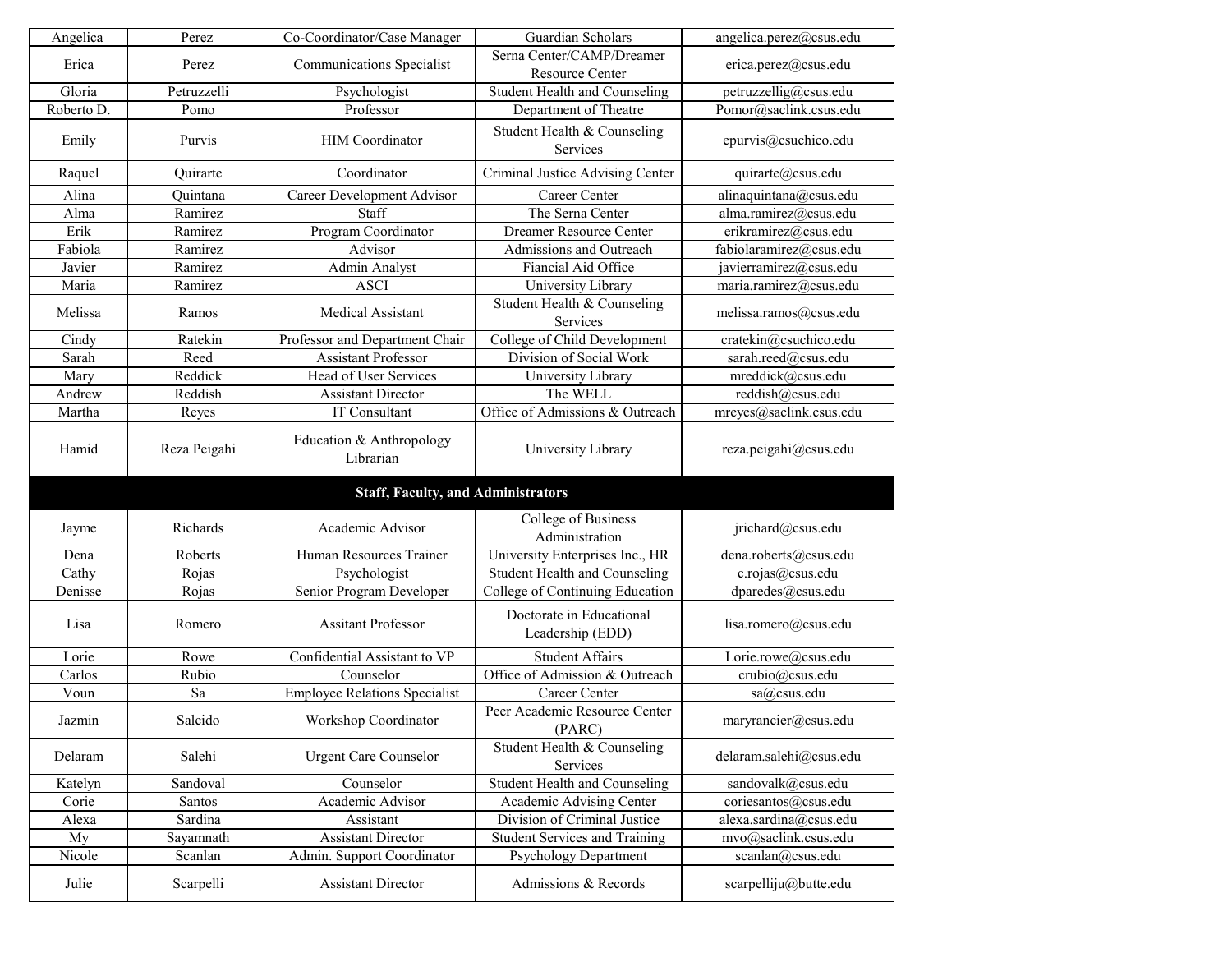| Angelica | Perez | Co-Coordinator/Case Manager | Guardian Scholars | angelica.perez@csus.edu |
|---|---|---|---|---|
| Erica | Perez | Communications Specialist | Serna Center/CAMP/Dreamer Resource Center | erica.perez@csus.edu |
| Gloria | Petruzzelli | Psychologist | Student Health and Counseling | petruzzellig@csus.edu |
| Roberto D. | Pomo | Professor | Department of Theatre | Pomor@saclink.csus.edu |
| Emily | Purvis | HIM Coordinator | Student Health & Counseling Services | epurvis@csuchico.edu |
| Raquel | Quirarte | Coordinator | Criminal Justice Advising Center | quirarte@csus.edu |
| Alina | Quintana | Career Development Advisor | Career Center | alinaquintana@csus.edu |
| Alma | Ramirez | Staff | The Serna Center | alma.ramirez@csus.edu |
| Erik | Ramirez | Program Coordinator | Dreamer Resource Center | erikramirez@csus.edu |
| Fabiola | Ramirez | Advisor | Admissions and Outreach | fabiolaramirez@csus.edu |
| Javier | Ramirez | Admin Analyst | Fiancial Aid Office | javierramirez@csus.edu |
| Maria | Ramirez | ASCI | University Library | maria.ramirez@csus.edu |
| Melissa | Ramos | Medical Assistant | Student Health & Counseling Services | melissa.ramos@csus.edu |
| Cindy | Ratekin | Professor and Department Chair | College of Child Development | cratekin@csuchico.edu |
| Sarah | Reed | Assistant Professor | Division of Social Work | sarah.reed@csus.edu |
| Mary | Reddick | Head of User Services | University Library | mreddick@csus.edu |
| Andrew | Reddish | Assistant Director | The WELL | reddish@csus.edu |
| Martha | Reyes | IT Consultant | Office of Admissions & Outreach | mreyes@saclink.csus.edu |
| Hamid | Reza Peigahi | Education & Anthropology Librarian | University Library | reza.peigahi@csus.edu |
| **Staff, Faculty, and Administrators** | | | | |
| Jayme | Richards | Academic Advisor | College of Business Administration | jrichard@csus.edu |
| Dena | Roberts | Human Resources Trainer | University Enterprises Inc., HR | dena.roberts@csus.edu |
| Cathy | Rojas | Psychologist | Student Health and Counseling | c.rojas@csus.edu |
| Denisse | Rojas | Senior Program Developer | College of Continuing Education | dparedes@csus.edu |
| Lisa | Romero | Assitant Professor | Doctorate in Educational Leadership (EDD) | lisa.romero@csus.edu |
| Lorie | Rowe | Confidential Assistant to VP | Student Affairs | Lorie.rowe@csus.edu |
| Carlos | Rubio | Counselor | Office of Admission & Outreach | crubio@csus.edu |
| Voun | Sa | Employee Relations Specialist | Career Center | sa@csus.edu |
| Jazmin | Salcido | Workshop Coordinator | Peer Academic Resource Center (PARC) | maryrancier@csus.edu |
| Delaram | Salehi | Urgent Care Counselor | Student Health & Counseling Services | delaram.salehi@csus.edu |
| Katelyn | Sandoval | Counselor | Student Health and Counseling | sandovalk@csus.edu |
| Corie | Santos | Academic Advisor | Academic Advising Center | coriesantos@csus.edu |
| Alexa | Sardina | Assistant | Division of Criminal Justice | alexa.sardina@csus.edu |
| My | Sayamnath | Assistant Director | Student Services and Training | mvo@saclink.csus.edu |
| Nicole | Scanlan | Admin. Support Coordinator | Psychology Department | scanlan@csus.edu |
| Julie | Scarpelli | Assistant Director | Admissions & Records | scarpelliju@butte.edu |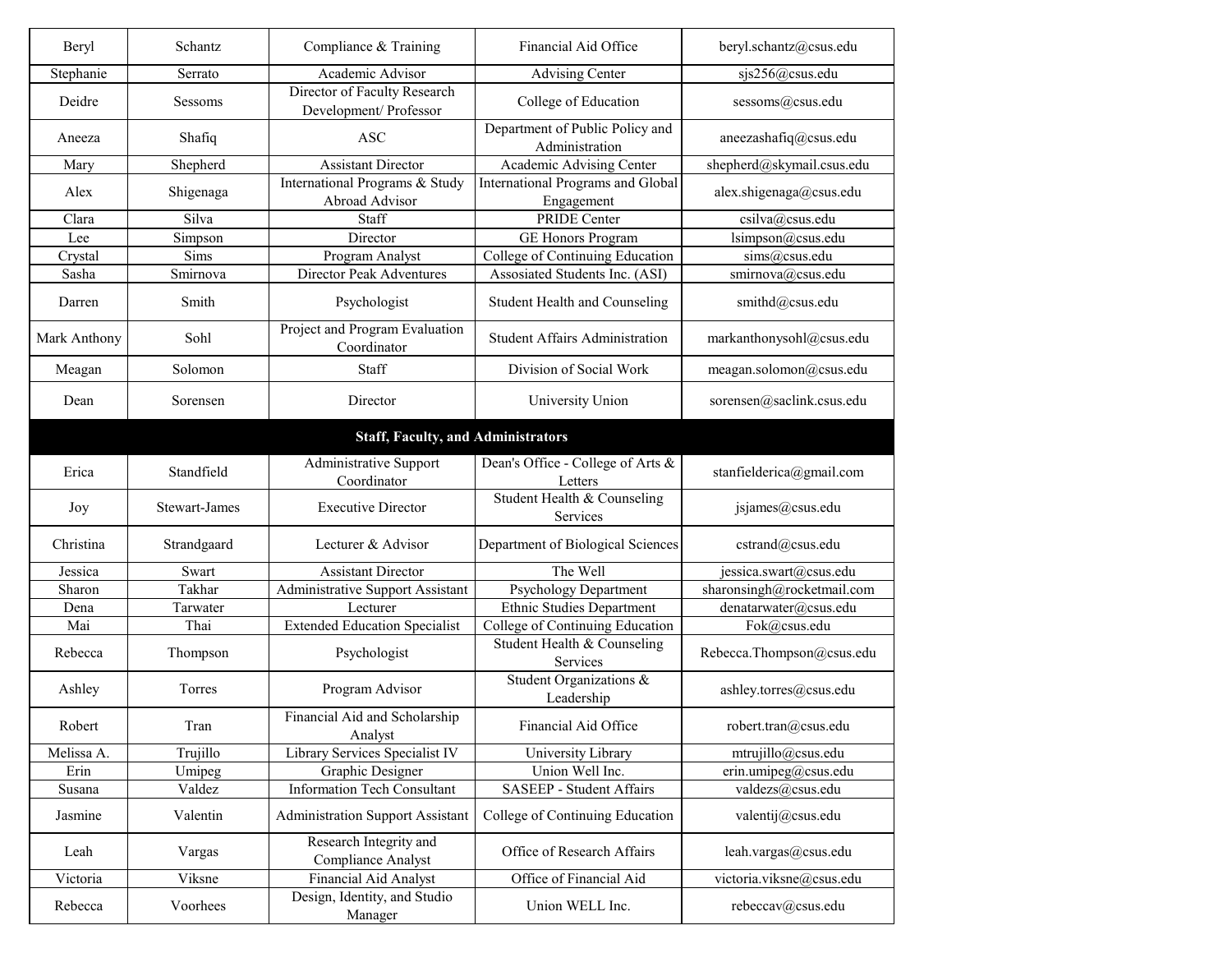| | | | | |
|---|---|---|---|---|
| Beryl | Schantz | Compliance & Training | Financial Aid Office | beryl.schantz@csus.edu |
| Stephanie | Serrato | Academic Advisor | Advising Center | sjs256@csus.edu |
| Deidre | Sessoms | Director of Faculty Research Development/ Professor | College of Education | sessoms@csus.edu |
| Aneeza | Shafiq | ASC | Department of Public Policy and Administration | aneezashafiq@csus.edu |
| Mary | Shepherd | Assistant Director | Academic Advising Center | shepherd@skymail.csus.edu |
| Alex | Shigenaga | International Programs & Study Abroad Advisor | International Programs and Global Engagement | alex.shigenaga@csus.edu |
| Clara | Silva | Staff | PRIDE Center | csilva@csus.edu |
| Lee | Simpson | Director | GE Honors Program | lsimpson@csus.edu |
| Crystal | Sims | Program Analyst | College of Continuing Education | sims@csus.edu |
| Sasha | Smirnova | Director Peak Adventures | Assosiated Students Inc. (ASI) | smirnova@csus.edu |
| Darren | Smith | Psychologist | Student Health and Counseling | smithd@csus.edu |
| Mark Anthony | Sohl | Project and Program Evaluation Coordinator | Student Affairs Administration | markanthonysohl@csus.edu |
| Meagan | Solomon | Staff | Division of Social Work | meagan.solomon@csus.edu |
| Dean | Sorensen | Director | University Union | sorensen@saclink.csus.edu |
| **Staff, Faculty, and Administrators** | | | | |
| Erica | Standfield | Administrative Support Coordinator | Dean's Office - College of Arts & Letters | stanfielderica@gmail.com |
| Joy | Stewart-James | Executive Director | Student Health & Counseling Services | jsjames@csus.edu |
| Christina | Strandgaard | Lecturer & Advisor | Department of Biological Sciences | cstrand@csus.edu |
| Jessica | Swart | Assistant Director | The Well | jessica.swart@csus.edu |
| Sharon | Takhar | Administrative Support Assistant | Psychology Department | sharonsingh@rocketmail.com |
| Dena | Tarwater | Lecturer | Ethnic Studies Department | denatarwater@csus.edu |
| Mai | Thai | Extended Education Specialist | College of Continuing Education | Fok@csus.edu |
| Rebecca | Thompson | Psychologist | Student Health & Counseling Services | Rebecca.Thompson@csus.edu |
| Ashley | Torres | Program Advisor | Student Organizations & Leadership | ashley.torres@csus.edu |
| Robert | Tran | Financial Aid and Scholarship Analyst | Financial Aid Office | robert.tran@csus.edu |
| Melissa A. | Trujillo | Library Services Specialist IV | University Library | mtrujillo@csus.edu |
| Erin | Umipeg | Graphic Designer | Union Well Inc. | erin.umipeg@csus.edu |
| Susana | Valdez | Information Tech Consultant | SASEEP - Student Affairs | valdezs@csus.edu |
| Jasmine | Valentin | Administration Support Assistant | College of Continuing Education | valentij@csus.edu |
| Leah | Vargas | Research Integrity and Compliance Analyst | Office of Research Affairs | leah.vargas@csus.edu |
| Victoria | Viksne | Financial Aid Analyst | Office of Financial Aid | victoria.viksne@csus.edu |
| Rebecca | Voorhees | Design, Identity, and Studio Manager | Union WELL Inc. | rebeccav@csus.edu |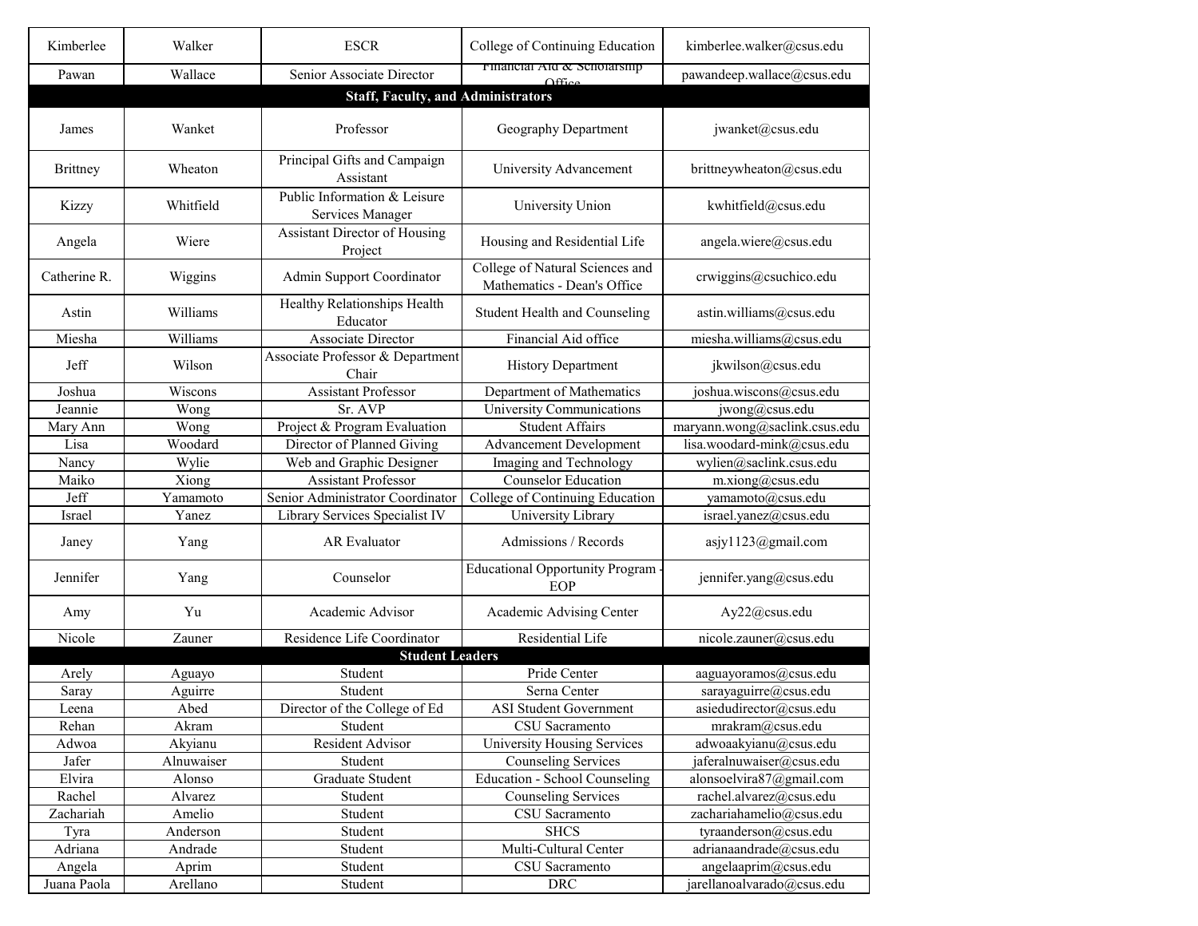| | | | | |
|---|---|---|---|---|
| Kimberlee | Walker | ESCR | College of Continuing Education | kimberlee.walker@csus.edu |
| Pawan | Wallace | Senior Associate Director | Financial Aid & Scholarship Office | pawandeep.wallace@csus.edu |
| **Staff, Faculty, and Administrators** | | | | |
| James | Wanket | Professor | Geography Department | jwanket@csus.edu |
| Brittney | Wheaton | Principal Gifts and Campaign Assistant | University Advancement | brittneywheaton@csus.edu |
| Kizzy | Whitfield | Public Information & Leisure Services Manager | University Union | kwhitfield@csus.edu |
| Angela | Wiere | Assistant Director of Housing Project | Housing and Residential Life | angela.wiere@csus.edu |
| Catherine R. | Wiggins | Admin Support Coordinator | College of Natural Sciences and Mathematics - Dean's Office | crwiggins@csuchico.edu |
| Astin | Williams | Healthy Relationships Health Educator | Student Health and Counseling | astin.williams@csus.edu |
| Miesha | Williams | Associate Director | Financial Aid office | miesha.williams@csus.edu |
| Jeff | Wilson | Associate Professor & Department Chair | History Department | jkwilson@csus.edu |
| Joshua | Wiscons | Assistant Professor | Department of Mathematics | joshua.wiscons@csus.edu |
| Jeannie | Wong | Sr. AVP | University Communications | jwong@csus.edu |
| Mary Ann | Wong | Project & Program Evaluation | Student Affairs | maryann.wong@saclink.csus.edu |
| Lisa | Woodard | Director of Planned Giving | Advancement Development | lisa.woodard-mink@csus.edu |
| Nancy | Wylie | Web and Graphic Designer | Imaging and Technology | wylien@saclink.csus.edu |
| Maiko | Xiong | Assistant Professor | Counselor Education | m.xiong@csus.edu |
| Jeff | Yamamoto | Senior Administrator Coordinator | College of Continuing Education | yamamoto@csus.edu |
| Israel | Yanez | Library Services Specialist IV | University Library | israel.yanez@csus.edu |
| Janey | Yang | AR Evaluator | Admissions / Records | asjy1123@gmail.com |
| Jennifer | Yang | Counselor | Educational Opportunity Program - EOP | jennifer.yang@csus.edu |
| Amy | Yu | Academic Advisor | Academic Advising Center | Ay22@csus.edu |
| Nicole | Zauner | Residence Life Coordinator | Residential Life | nicole.zauner@csus.edu |
| **Student Leaders** | | | | |
| Arely | Aguayo | Student | Pride Center | aaguayoramos@csus.edu |
| Saray | Aguirre | Student | Serna Center | sarayaguirre@csus.edu |
| Leena | Abed | Director of the College of Ed | ASI Student Government | asiedudirector@csus.edu |
| Rehan | Akram | Student | CSU Sacramento | mrakram@csus.edu |
| Adwoa | Akyianu | Resident Advisor | University Housing Services | adwoaakyianu@csus.edu |
| Jafer | Alnuwaiser | Student | Counseling Services | jaferalnuwaiser@csus.edu |
| Elvira | Alonso | Graduate Student | Education - School Counseling | alonsoelvira87@gmail.com |
| Rachel | Alvarez | Student | Counseling Services | rachel.alvarez@csus.edu |
| Zachariah | Amelio | Student | CSU Sacramento | zachariahamelio@csus.edu |
| Tyra | Anderson | Student | SHCS | tyraanderson@csus.edu |
| Adriana | Andrade | Student | Multi-Cultural Center | adrianaandrade@csus.edu |
| Angela | Aprim | Student | CSU Sacramento | angelaaprim@csus.edu |
| Juana Paola | Arellano | Student | DRC | jarellanoalvarado@csus.edu |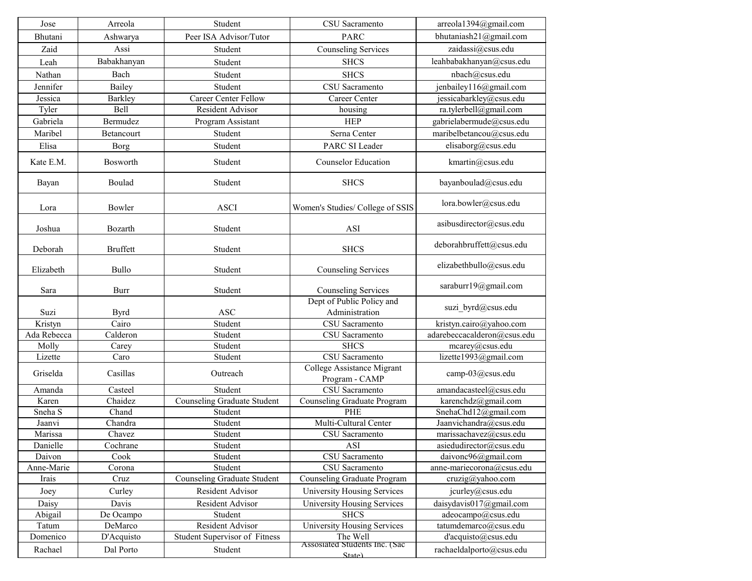| Jose | Arreola | Student | CSU Sacramento | arreola1394@gmail.com |
|---|---|---|---|---|
| Bhutani | Ashwarya | Peer ISA Advisor/Tutor | PARC | bhutaniash21@gmail.com |
| Zaid | Assi | Student | Counseling Services | zaidassi@csus.edu |
| Leah | Babakhanyan | Student | SHCS | leahbabakhanyan@csus.edu |
| Nathan | Bach | Student | SHCS | nbach@csus.edu |
| Jennifer | Bailey | Student | CSU Sacramento | jenbailey116@gmail.com |
| Jessica | Barkley | Career Center Fellow | Career Center | jessicabarkley@csus.edu |
| Tyler | Bell | Resident Advisor | housing | ra.tylerbell@gmail.com |
| Gabriela | Bermudez | Program Assistant | HEP | gabrielabermude@csus.edu |
| Maribel | Betancourt | Student | Serna Center | maribelbetancou@csus.edu |
| Elisa | Borg | Student | PARC SI Leader | elisaborg@csus.edu |
| Kate E.M. | Bosworth | Student | Counselor Education | kmartin@csus.edu |
| Bayan | Boulad | Student | SHCS | bayanboulad@csus.edu |
| Lora | Bowler | ASCI | Women's Studies/ College of SSIS | lora.bowler@csus.edu |
| Joshua | Bozarth | Student | ASI | asibusdirector@csus.edu |
| Deborah | Bruffett | Student | SHCS | deborahbruffett@csus.edu |
| Elizabeth | Bullo | Student | Counseling Services | elizabethbullo@csus.edu |
| Sara | Burr | Student | Counseling Services | saraburr19@gmail.com |
| Suzi | Byrd | ASC | Dept of Public Policy and Administration | suzi_byrd@csus.edu |
| Kristyn | Cairo | Student | CSU Sacramento | kristyn.cairo@yahoo.com |
| Ada Rebecca | Calderon | Student | CSU Sacramento | adarebeccacalderon@csus.edu |
| Molly | Carey | Student | SHCS | mcarey@csus.edu |
| Lizette | Caro | Student | CSU Sacramento | lizette1993@gmail.com |
| Griselda | Casillas | Outreach | College Assistance Migrant Program - CAMP | camp-03@csus.edu |
| Amanda | Casteel | Student | CSU Sacramento | amandacasteel@csus.edu |
| Karen | Chaidez | Counseling Graduate Student | Counseling Graduate Program | karenchdz@gmail.com |
| Sneha S | Chand | Student | PHE | SnehaChd12@gmail.com |
| Jaanvi | Chandra | Student | Multi-Cultural Center | Jaanvichandra@csus.edu |
| Marissa | Chavez | Student | CSU Sacramento | marissachavez@csus.edu |
| Danielle | Cochrane | Student | ASI | asiedudirector@csus.edu |
| Daivon | Cook | Student | CSU Sacramento | daivonc96@gmail.com |
| Anne-Marie | Corona | Student | CSU Sacramento | anne-mariecorona@csus.edu |
| Irais | Cruz | Counseling Graduate Student | Counseling Graduate Program | cruzig@yahoo.com |
| Joey | Curley | Resident Advisor | University Housing Services | jcurley@csus.edu |
| Daisy | Davis | Resident Advisor | University Housing Services | daisydavis017@gmail.com |
| Abigail | De Ocampo | Student | SHCS | adeocampo@csus.edu |
| Tatum | DeMarco | Resident Advisor | University Housing Services | tatumdemarco@csus.edu |
| Domenico | D'Acquisto | Student Supervisor of Fitness | The Well | d'acquisto@csus.edu |
| Rachael | Dal Porto | Student | Assosiated Students Inc. (Sac State) | rachaeldalporto@csus.edu |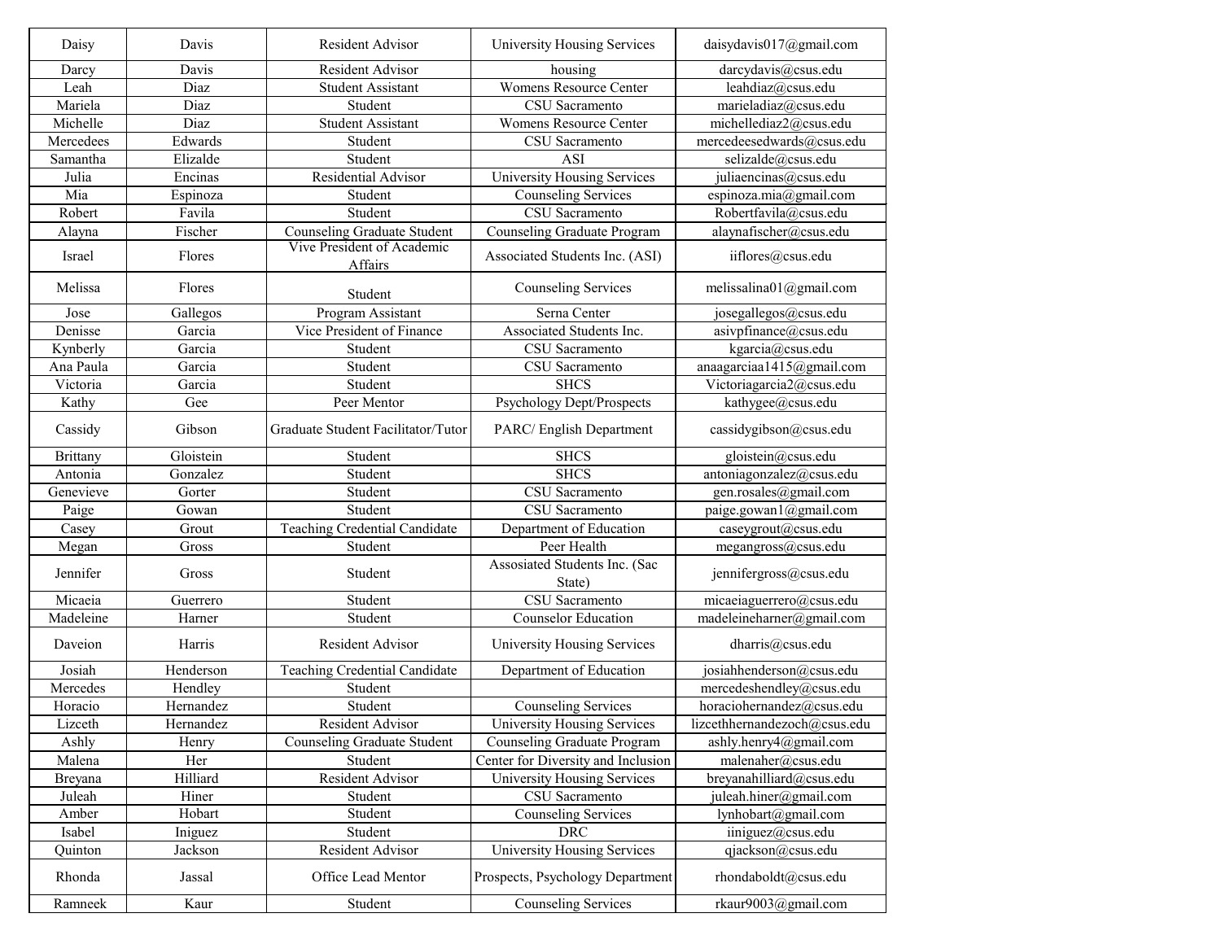| Daisy | Davis | Resident Advisor | University Housing Services | daisydavis017@gmail.com |
|---|---|---|---|---|
| Darcy | Davis | Resident Advisor | housing | darcydavis@csus.edu |
| Leah | Diaz | Student Assistant | Womens Resource Center | leahdiaz@csus.edu |
| Mariela | Diaz | Student | CSU Sacramento | marieladiaz@csus.edu |
| Michelle | Diaz | Student Assistant | Womens Resource Center | michellediaz2@csus.edu |
| Mercedees | Edwards | Student | CSU Sacramento | mercedeesedwards@csus.edu |
| Samantha | Elizalde | Student | ASI | selizalde@csus.edu |
| Julia | Encinas | Residential Advisor | University Housing Services | juliaencinas@csus.edu |
| Mia | Espinoza | Student | Counseling Services | espinoza.mia@gmail.com |
| Robert | Favila | Student | CSU Sacramento | Robertfavila@csus.edu |
| Alayna | Fischer | Counseling Graduate Student | Counseling Graduate Program | alaynafischer@csus.edu |
| Israel | Flores | Vive President of Academic Affairs | Associated Students Inc. (ASI) | iiflores@csus.edu |
| Melissa | Flores | Student | Counseling Services | melissalina01@gmail.com |
| Jose | Gallegos | Program Assistant | Serna Center | josegallegos@csus.edu |
| Denisse | Garcia | Vice President of Finance | Associated Students Inc. | asivpfinance@csus.edu |
| Kynberly | Garcia | Student | CSU Sacramento | kgarcia@csus.edu |
| Ana Paula | Garcia | Student | CSU Sacramento | anaagarciaa1415@gmail.com |
| Victoria | Garcia | Student | SHCS | Victoriagarcia2@csus.edu |
| Kathy | Gee | Peer Mentor | Psychology Dept/Prospects | kathygee@csus.edu |
| Cassidy | Gibson | Graduate Student Facilitator/Tutor | PARC/ English Department | cassidygibson@csus.edu |
| Brittany | Gloistein | Student | SHCS | gloistein@csus.edu |
| Antonia | Gonzalez | Student | SHCS | antoniagonzalez@csus.edu |
| Genevieve | Gorter | Student | CSU Sacramento | gen.rosales@gmail.com |
| Paige | Gowan | Student | CSU Sacramento | paige.gowan1@gmail.com |
| Casey | Grout | Teaching Credential Candidate | Department of Education | caseygrout@csus.edu |
| Megan | Gross | Student | Peer Health | megangross@csus.edu |
| Jennifer | Gross | Student | Assosiated Students Inc. (Sac State) | jennifergross@csus.edu |
| Micaeia | Guerrero | Student | CSU Sacramento | micaeiaguerrero@csus.edu |
| Madeleine | Harner | Student | Counselor Education | madeleineharner@gmail.com |
| Daveion | Harris | Resident Advisor | University Housing Services | dharris@csus.edu |
| Josiah | Henderson | Teaching Credential Candidate | Department of Education | josiahhenderson@csus.edu |
| Mercedes | Hendley | Student | | mercedeshendley@csus.edu |
| Horacio | Hernandez | Student | Counseling Services | horaciohernandez@csus.edu |
| Lizceth | Hernandez | Resident Advisor | University Housing Services | lizcethhernandezoch@csus.edu |
| Ashly | Henry | Counseling Graduate Student | Counseling Graduate Program | ashly.henry4@gmail.com |
| Malena | Her | Student | Center for Diversity and Inclusion | malenaher@csus.edu |
| Breyana | Hilliard | Resident Advisor | University Housing Services | breyanahilliard@csus.edu |
| Juleah | Hiner | Student | CSU Sacramento | juleah.hiner@gmail.com |
| Amber | Hobart | Student | Counseling Services | lynhobart@gmail.com |
| Isabel | Iniguez | Student | DRC | iiniguez@csus.edu |
| Quinton | Jackson | Resident Advisor | University Housing Services | qjackson@csus.edu |
| Rhonda | Jassal | Office Lead Mentor | Prospects, Psychology Department | rhondaboldt@csus.edu |
| Ramneek | Kaur | Student | Counseling Services | rkaur9003@gmail.com |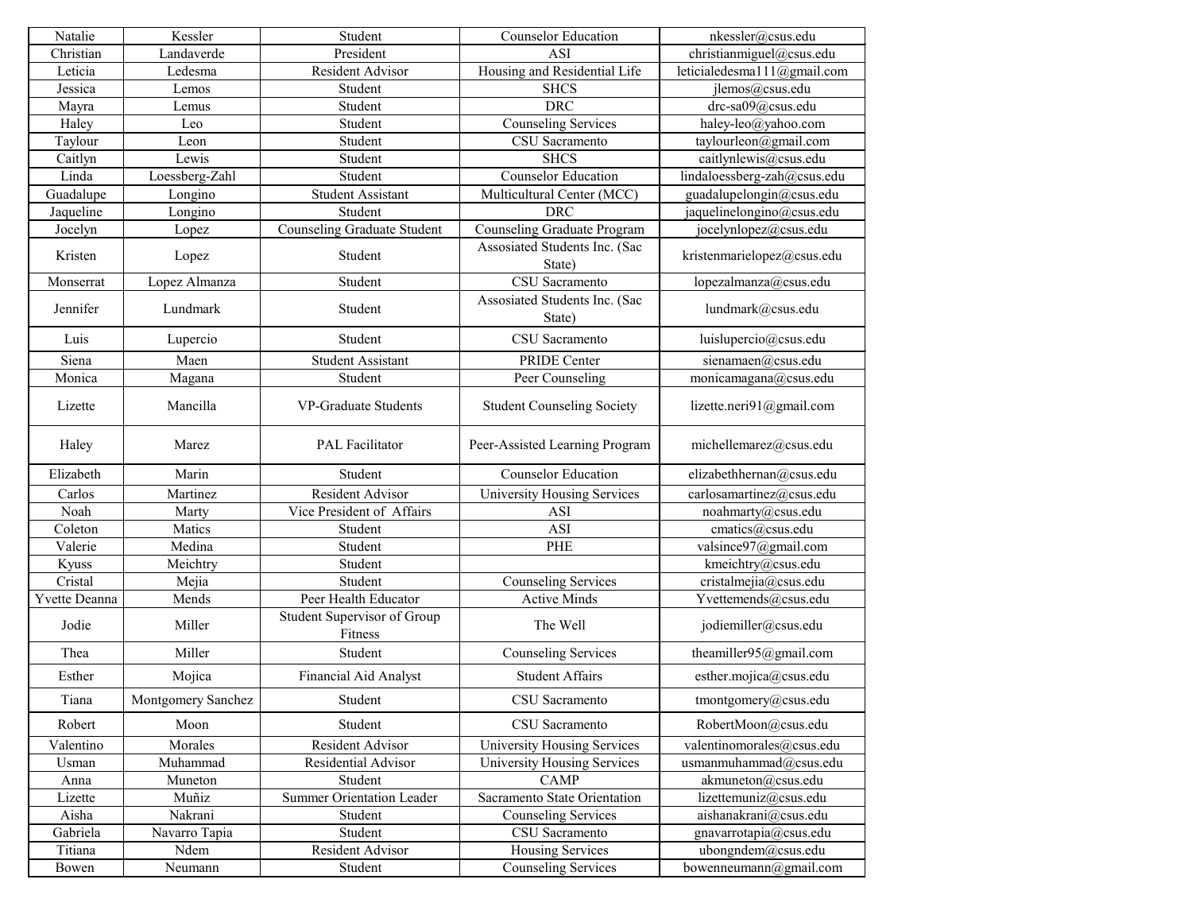| Natalie | Kessler | Student | Counselor Education | nkessler@csus.edu |
|---|---|---|---|---|
| Christian | Landaverde | President | ASI | christianmiguel@csus.edu |
| Leticia | Ledesma | Resident Advisor | Housing and Residential Life | leticialedesma111@gmail.com |
| Jessica | Lemos | Student | SHCS | jlemos@csus.edu |
| Mayra | Lemus | Student | DRC | drc-sa09@csus.edu |
| Haley | Leo | Student | Counseling Services | haley-leo@yahoo.com |
| Taylour | Leon | Student | CSU Sacramento | taylourleon@gmail.com |
| Caitlyn | Lewis | Student | SHCS | caitlynlewis@csus.edu |
| Linda | Loessberg-Zahl | Student | Counselor Education | lindaloessberg-zah@csus.edu |
| Guadalupe | Longino | Student Assistant | Multicultural Center (MCC) | guadalupelongin@csus.edu |
| Jaqueline | Longino | Student | DRC | jaquelinelongino@csus.edu |
| Jocelyn | Lopez | Counseling Graduate Student | Counseling Graduate Program | jocelynlopez@csus.edu |
| Kristen | Lopez | Student | Assosiated Students Inc. (Sac State) | kristenmarielopez@csus.edu |
| Monserrat | Lopez Almanza | Student | CSU Sacramento | lopezalmanza@csus.edu |
| Jennifer | Lundmark | Student | Assosiated Students Inc. (Sac State) | lundmark@csus.edu |
| Luis | Lupercio | Student | CSU Sacramento | luislupercio@csus.edu |
| Siena | Maen | Student Assistant | PRIDE Center | sienamaen@csus.edu |
| Monica | Magana | Student | Peer Counseling | monicamagana@csus.edu |
| Lizette | Mancilla | VP-Graduate Students | Student Counseling Society | lizette.neri91@gmail.com |
| Haley | Marez | PAL Facilitator | Peer-Assisted Learning Program | michellemarez@csus.edu |
| Elizabeth | Marin | Student | Counselor Education | elizabethhernan@csus.edu |
| Carlos | Martinez | Resident Advisor | University Housing Services | carlosamartinez@csus.edu |
| Noah | Marty | Vice President of Affairs | ASI | noahmarty@csus.edu |
| Coleton | Matics | Student | ASI | cmatics@csus.edu |
| Valerie | Medina | Student | PHE | valsince97@gmail.com |
| Kyuss | Meichtry | Student | | kmeichtry@csus.edu |
| Cristal | Mejia | Student | Counseling Services | cristalmejia@csus.edu |
| Yvette Deanna | Mends | Peer Health Educator | Active Minds | Yvettemends@csus.edu |
| Jodie | Miller | Student Supervisor of Group Fitness | The Well | jodiemiller@csus.edu |
| Thea | Miller | Student | Counseling Services | theamiller95@gmail.com |
| Esther | Mojica | Financial Aid Analyst | Student Affairs | esther.mojica@csus.edu |
| Tiana | Montgomery Sanchez | Student | CSU Sacramento | tmontgomery@csus.edu |
| Robert | Moon | Student | CSU Sacramento | RobertMoon@csus.edu |
| Valentino | Morales | Resident Advisor | University Housing Services | valentinomorales@csus.edu |
| Usman | Muhammad | Residential Advisor | University Housing Services | usmanmuhammad@csus.edu |
| Anna | Muneton | Student | CAMP | akmuneton@csus.edu |
| Lizette | Muñiz | Summer Orientation Leader | Sacramento State Orientation | lizettemuniz@csus.edu |
| Aisha | Nakrani | Student | Counseling Services | aishanakrani@csus.edu |
| Gabriela | Navarro Tapia | Student | CSU Sacramento | gnavarrotapia@csus.edu |
| Titiana | Ndem | Resident Advisor | Housing Services | ubongndem@csus.edu |
| Bowen | Neumann | Student | Counseling Services | bowenneumann@gmail.com |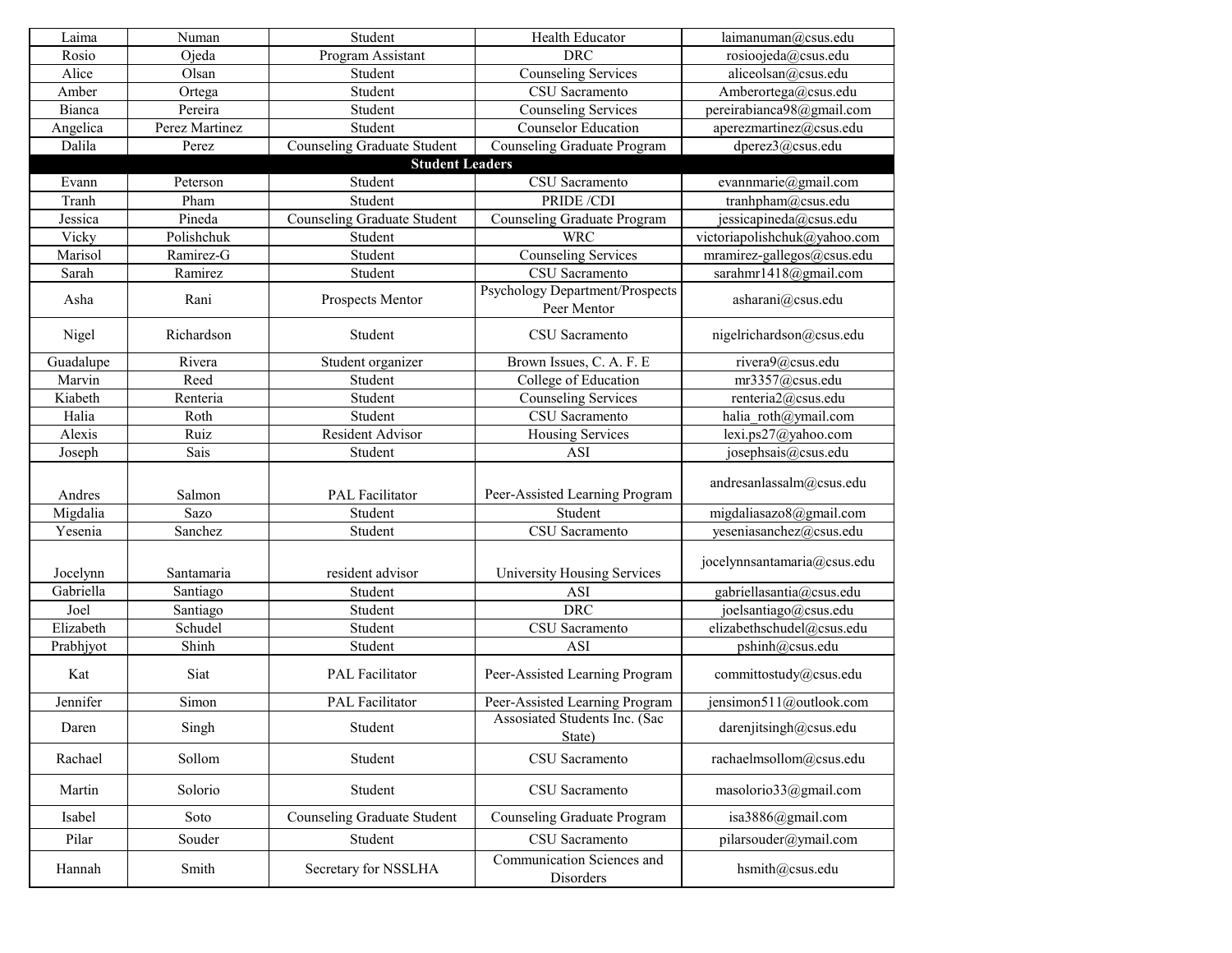| Laima | Numan | Student | Health Educator | laimanuman@csus.edu |
|---|---|---|---|---|
| Rosio | Ojeda | Program Assistant | DRC | rosioojeda@csus.edu |
| Alice | Olsan | Student | Counseling Services | aliceolsan@csus.edu |
| Amber | Ortega | Student | CSU Sacramento | Amberortega@csus.edu |
| Bianca | Pereira | Student | Counseling Services | pereirabianca98@gmail.com |
| Angelica | Perez Martinez | Student | Counselor Education | aperezmartinez@csus.edu |
| Dalila | Perez | Counseling Graduate Student | Counseling Graduate Program | dperez3@csus.edu |
| **Student Leaders** | | | | |
| Evann | Peterson | Student | CSU Sacramento | evannmarie@gmail.com |
| Tranh | Pham | Student | PRIDE /CDI | tranhpham@csus.edu |
| Jessica | Pineda | Counseling Graduate Student | Counseling Graduate Program | jessicapineda@csus.edu |
| Vicky | Polishchuk | Student | WRC | victoriapolishchuk@yahoo.com |
| Marisol | Ramirez-G | Student | Counseling Services | mramirez-gallegos@csus.edu |
| Sarah | Ramirez | Student | CSU Sacramento | sarahmr1418@gmail.com |
| Asha | Rani | Prospects Mentor | Psychology Department/Prospects Peer Mentor | asharani@csus.edu |
| Nigel | Richardson | Student | CSU Sacramento | nigelrichardson@csus.edu |
| Guadalupe | Rivera | Student organizer | Brown Issues, C. A. F. E | rivera9@csus.edu |
| Marvin | Reed | Student | College of Education | mr3357@csus.edu |
| Kiabeth | Renteria | Student | Counseling Services | renteria2@csus.edu |
| Halia | Roth | Student | CSU Sacramento | halia_roth@ymail.com |
| Alexis | Ruiz | Resident Advisor | Housing Services | lexi.ps27@yahoo.com |
| Joseph | Sais | Student | ASI | josephsais@csus.edu |
| Andres | Salmon | PAL Facilitator | Peer-Assisted Learning Program | andresanlassalm@csus.edu |
| Migdalia | Sazo | Student | Student | migdaliasazo8@gmail.com |
| Yesenia | Sanchez | Student | CSU Sacramento | yeseniasanchez@csus.edu |
| Jocelynn | Santamaria | resident advisor | University Housing Services | jocelynnsantamaria@csus.edu |
| Gabriella | Santiago | Student | ASI | gabriellasantia@csus.edu |
| Joel | Santiago | Student | DRC | joelsantiago@csus.edu |
| Elizabeth | Schudel | Student | CSU Sacramento | elizabethschudel@csus.edu |
| Prabhjyot | Shinh | Student | ASI | pshinh@csus.edu |
| Kat | Siat | PAL Facilitator | Peer-Assisted Learning Program | committostudy@csus.edu |
| Jennifer | Simon | PAL Facilitator | Peer-Assisted Learning Program | jensimon511@outlook.com |
| Daren | Singh | Student | Assosiated Students Inc. (Sac State) | darenjitsingh@csus.edu |
| Rachael | Sollom | Student | CSU Sacramento | rachaelmsollom@csus.edu |
| Martin | Solorio | Student | CSU Sacramento | masolorio33@gmail.com |
| Isabel | Soto | Counseling Graduate Student | Counseling Graduate Program | isa3886@gmail.com |
| Pilar | Souder | Student | CSU Sacramento | pilarsouder@ymail.com |
| Hannah | Smith | Secretary for NSSLHA | Communication Sciences and Disorders | hsmith@csus.edu |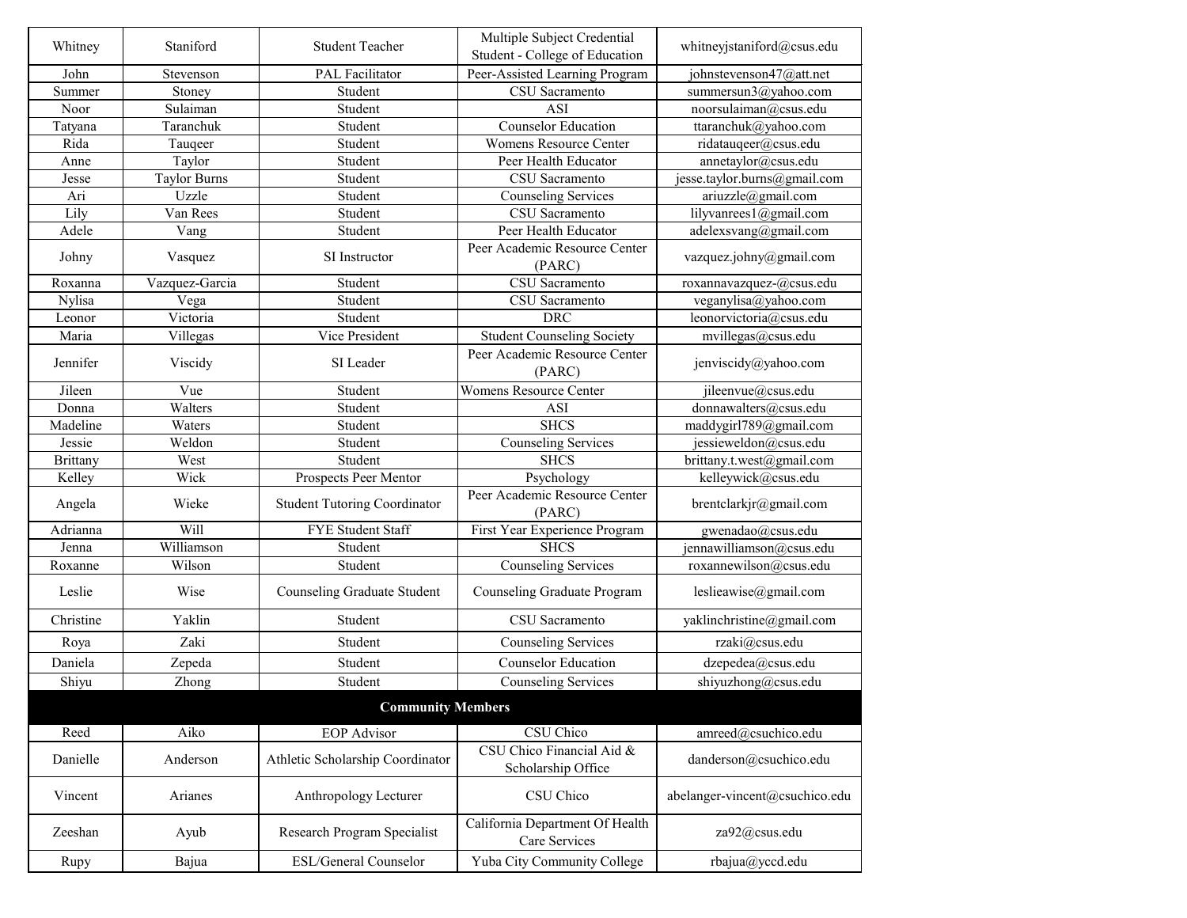| Whitney | Staniford | Student Teacher | Multiple Subject Credential Student - College of Education | whitneyjstaniford@csus.edu |
|---|---|---|---|---|
| John | Stevenson | PAL Facilitator | Peer-Assisted Learning Program | johnstevenson47@att.net |
| Summer | Stoney | Student | CSU Sacramento | summersun3@yahoo.com |
| Noor | Sulaiman | Student | ASI | noorsulaiman@csus.edu |
| Tatyana | Taranchuk | Student | Counselor Education | ttaranchuk@yahoo.com |
| Rida | Tauqeer | Student | Womens Resource Center | ridatauqeer@csus.edu |
| Anne | Taylor | Student | Peer Health Educator | annetaylor@csus.edu |
| Jesse | Taylor Burns | Student | CSU Sacramento | jesse.taylor.burns@gmail.com |
| Ari | Uzzle | Student | Counseling Services | ariuzzle@gmail.com |
| Lily | Van Rees | Student | CSU Sacramento | lilyvanrees1@gmail.com |
| Adele | Vang | Student | Peer Health Educator | adelexsvang@gmail.com |
| Johny | Vasquez | SI Instructor | Peer Academic Resource Center (PARC) | vazquez.johny@gmail.com |
| Roxanna | Vazquez-Garcia | Student | CSU Sacramento | roxannavazquez-@csus.edu |
| Nylisa | Vega | Student | CSU Sacramento | veganylisa@yahoo.com |
| Leonor | Victoria | Student | DRC | leonorvictoria@csus.edu |
| Maria | Villegas | Vice President | Student Counseling Society | mvillegas@csus.edu |
| Jennifer | Viscidy | SI Leader | Peer Academic Resource Center (PARC) | jenviscidy@yahoo.com |
| Jileen | Vue | Student | Womens Resource Center | jileenvue@csus.edu |
| Donna | Walters | Student | ASI | donnawalters@csus.edu |
| Madeline | Waters | Student | SHCS | maddygirl789@gmail.com |
| Jessie | Weldon | Student | Counseling Services | jessieweldon@csus.edu |
| Brittany | West | Student | SHCS | brittany.t.west@gmail.com |
| Kelley | Wick | Prospects Peer Mentor | Psychology | kelleywick@csus.edu |
| Angela | Wieke | Student Tutoring Coordinator | Peer Academic Resource Center (PARC) | brentclarkjr@gmail.com |
| Adrianna | Will | FYE Student Staff | First Year Experience Program | gwenadao@csus.edu |
| Jenna | Williamson | Student | SHCS | jennawilliamson@csus.edu |
| Roxanne | Wilson | Student | Counseling Services | roxannewilson@csus.edu |
| Leslie | Wise | Counseling Graduate Student | Counseling Graduate Program | leslieawise@gmail.com |
| Christine | Yaklin | Student | CSU Sacramento | yaklinchristine@gmail.com |
| Roya | Zaki | Student | Counseling Services | rzaki@csus.edu |
| Daniela | Zepeda | Student | Counselor Education | dzepedea@csus.edu |
| Shiyu | Zhong | Student | Counseling Services | shiyuzhong@csus.edu |
| **Community Members** | | | | |
| Reed | Aiko | EOP Advisor | CSU Chico | amreed@csuchico.edu |
| Danielle | Anderson | Athletic Scholarship Coordinator | CSU Chico Financial Aid & Scholarship Office | danderson@csuchico.edu |
| Vincent | Arianes | Anthropology Lecturer | CSU Chico | abelanger-vincent@csuchico.edu |
| Zeeshan | Ayub | Research Program Specialist | California Department Of Health Care Services | za92@csus.edu |
| Rupy | Bajua | ESL/General Counselor | Yuba City Community College | rbajua@yccd.edu |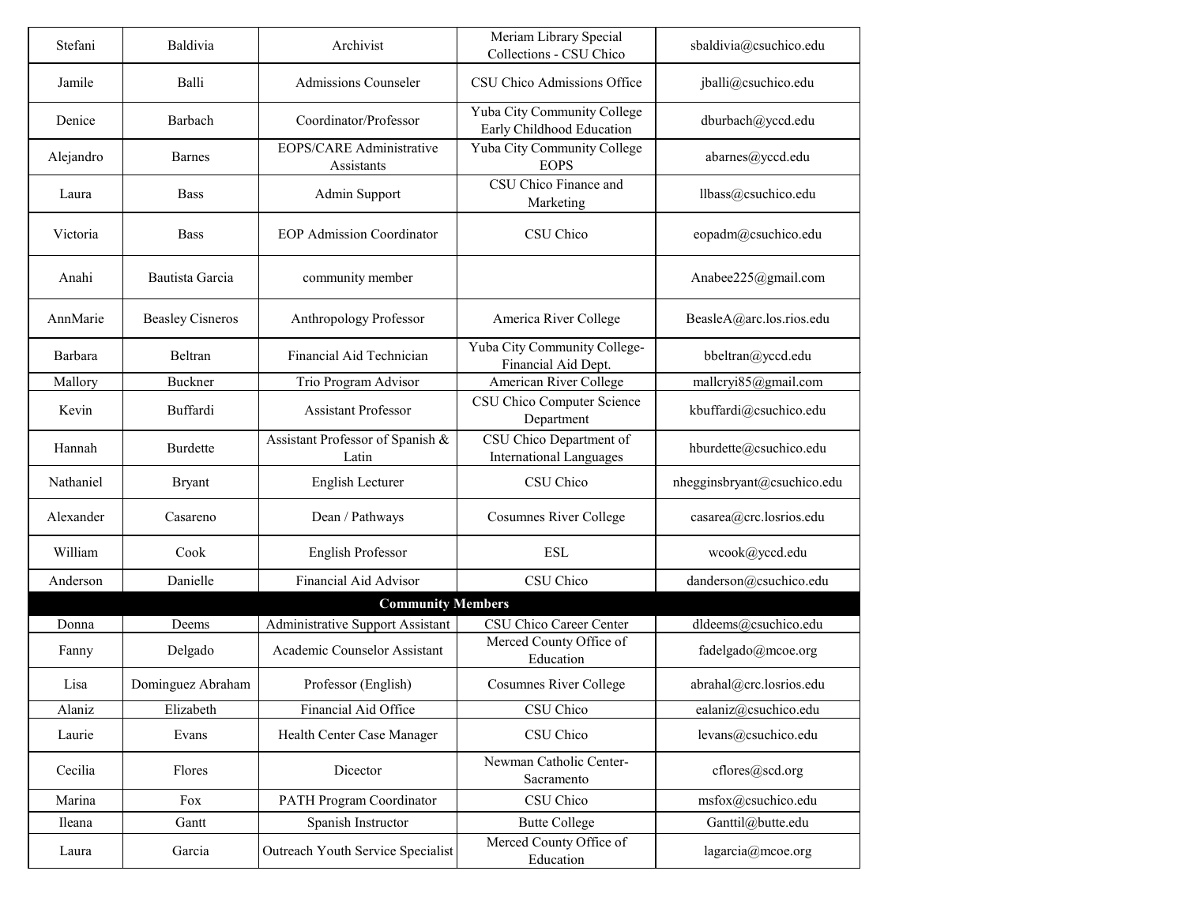| Stefani | Baldivia | Archivist | Meriam Library Special Collections - CSU Chico | sbaldivia@csuchico.edu |
|---|---|---|---|---|
| Jamile | Balli | Admissions Counseler | CSU Chico Admissions Office | jballi@csuchico.edu |
| Denice | Barbach | Coordinator/Professor | Yuba City Community College Early Childhood Education | dburbach@yccd.edu |
| Alejandro | Barnes | EOPS/CARE Administrative Assistants | Yuba City Community College EOPS | abarnes@yccd.edu |
| Laura | Bass | Admin Support | CSU Chico Finance and Marketing | llbass@csuchico.edu |
| Victoria | Bass | EOP Admission Coordinator | CSU Chico | eopadm@csuchico.edu |
| Anahi | Bautista Garcia | community member | | Anabee225@gmail.com |
| AnnMarie | Beasley Cisneros | Anthropology Professor | America River College | BeasleA@arc.los.rios.edu |
| Barbara | Beltran | Financial Aid Technician | Yuba City Community College-Financial Aid Dept. | bbeltran@yccd.edu |
| Mallory | Buckner | Trio Program Advisor | American River College | mallcryi85@gmail.com |
| Kevin | Buffardi | Assistant Professor | CSU Chico Computer Science Department | kbuffardi@csuchico.edu |
| Hannah | Burdette | Assistant Professor of Spanish & Latin | CSU Chico Department of International Languages | hburdette@csuchico.edu |
| Nathaniel | Bryant | English Lecturer | CSU Chico | nhegginsbryant@csuchico.edu |
| Alexander | Casareno | Dean / Pathways | Cosumnes River College | casarea@crc.losrios.edu |
| William | Cook | English Professor | ESL | wcook@yccd.edu |
| Anderson | Danielle | Financial Aid Advisor | CSU Chico | danderson@csuchico.edu |
| **Community Members** | | | | |
| Donna | Deems | Administrative Support Assistant | CSU Chico Career Center | dldeems@csuchico.edu |
| Fanny | Delgado | Academic Counselor Assistant | Merced County Office of Education | fadelgado@mcoe.org |
| Lisa | Dominguez Abraham | Professor (English) | Cosumnes River College | abrahal@crc.losrios.edu |
| Alaniz | Elizabeth | Financial Aid Office | CSU Chico | ealaniz@csuchico.edu |
| Laurie | Evans | Health Center Case Manager | CSU Chico | levans@csuchico.edu |
| Cecilia | Flores | Dicector | Newman Catholic Center-Sacramento | cflores@scd.org |
| Marina | Fox | PATH Program Coordinator | CSU Chico | msfox@csuchico.edu |
| Ileana | Gantt | Spanish Instructor | Butte College | Ganttil@butte.edu |
| Laura | Garcia | Outreach Youth Service Specialist | Merced County Office of Education | lagarcia@mcoe.org |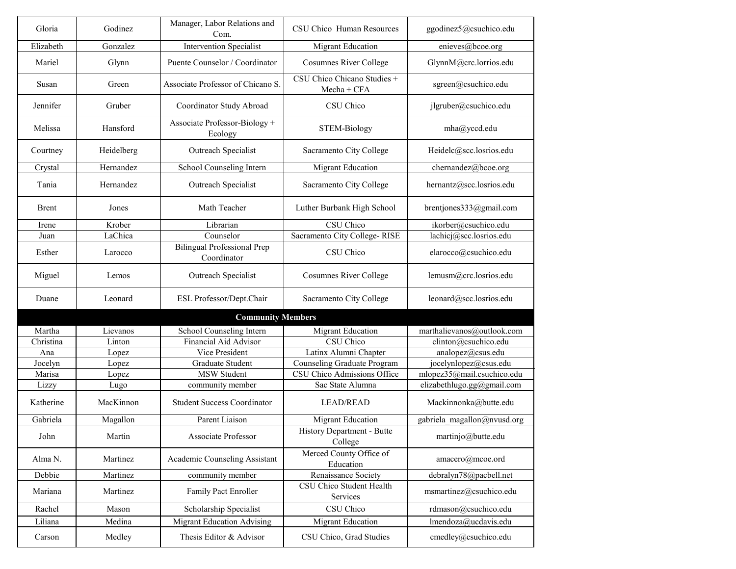| | | | | |
|---|---|---|---|---|
| Gloria | Godinez | Manager, Labor Relations and Com. | CSU Chico Human Resources | ggodinez5@csuchico.edu |
| Elizabeth | Gonzalez | Intervention Specialist | Migrant Education | enieves@bcoe.org |
| Mariel | Glynn | Puente Counselor / Coordinator | Cosumnes River College | GlynnM@crc.lorrios.edu |
| Susan | Green | Associate Professor of Chicano S. | CSU Chico Chicano Studies + Mecha + CFA | sgreen@csuchico.edu |
| Jennifer | Gruber | Coordinator Study Abroad | CSU Chico | jlgruber@csuchico.edu |
| Melissa | Hansford | Associate Professor-Biology + Ecology | STEM-Biology | mha@yccd.edu |
| Courtney | Heidelberg | Outreach Specialist | Sacramento City College | Heidelc@scc.losrios.edu |
| Crystal | Hernandez | School Counseling Intern | Migrant Education | chernandez@bcoe.org |
| Tania | Hernandez | Outreach Specialist | Sacramento City College | hernantz@scc.losrios.edu |
| Brent | Jones | Math Teacher | Luther Burbank High School | brentjones333@gmail.com |
| Irene | Krober | Librarian | CSU Chico | ikorber@csuchico.edu |
| Juan | LaChica | Counselor | Sacramento City College- RISE | lachicj@scc.losrios.edu |
| Esther | Larocco | Bilingual Professional Prep Coordinator | CSU Chico | elarocco@csuchico.edu |
| Miguel | Lemos | Outreach Specialist | Cosumnes River College | lemusm@crc.losrios.edu |
| Duane | Leonard | ESL Professor/Dept.Chair | Sacramento City College | leonard@scc.losrios.edu |
| **Community Members** | | | | |
| Martha | Lievanos | School Counseling Intern | Migrant Education | marthalievanos@outlook.com |
| Christina | Linton | Financial Aid Advisor | CSU Chico | clinton@csuchico.edu |
| Ana | Lopez | Vice President | Latinx Alumni Chapter | analopez@csus.edu |
| Jocelyn | Lopez | Graduate Student | Counseling Graduate Program | jocelynlopez@csus.edu |
| Marisa | Lopez | MSW Student | CSU Chico Admissions Office | mlopez35@mail.csuchico.edu |
| Lizzy | Lugo | community member | Sac State Alumna | elizabethlugo.gg@gmail.com |
| Katherine | MacKinnon | Student Success Coordinator | LEAD/READ | Mackinnonka@butte.edu |
| Gabriela | Magallon | Parent Liaison | Migrant Education | gabriela_magallon@nvusd.org |
| John | Martin | Associate Professor | History Department - Butte College | martinjo@butte.edu |
| Alma N. | Martinez | Academic Counseling Assistant | Merced County Office of Education | amacero@mcoe.ord |
| Debbie | Martinez | community member | Renaissance Society | debralyn78@pacbell.net |
| Mariana | Martinez | Family Pact Enroller | CSU Chico Student Health Services | msmartinez@csuchico.edu |
| Rachel | Mason | Scholarship Specialist | CSU Chico | rdmason@csuchico.edu |
| Liliana | Medina | Migrant Education Advising | Migrant Education | lmendoza@ucdavis.edu |
| Carson | Medley | Thesis Editor & Advisor | CSU Chico, Grad Studies | cmedley@csuchico.edu |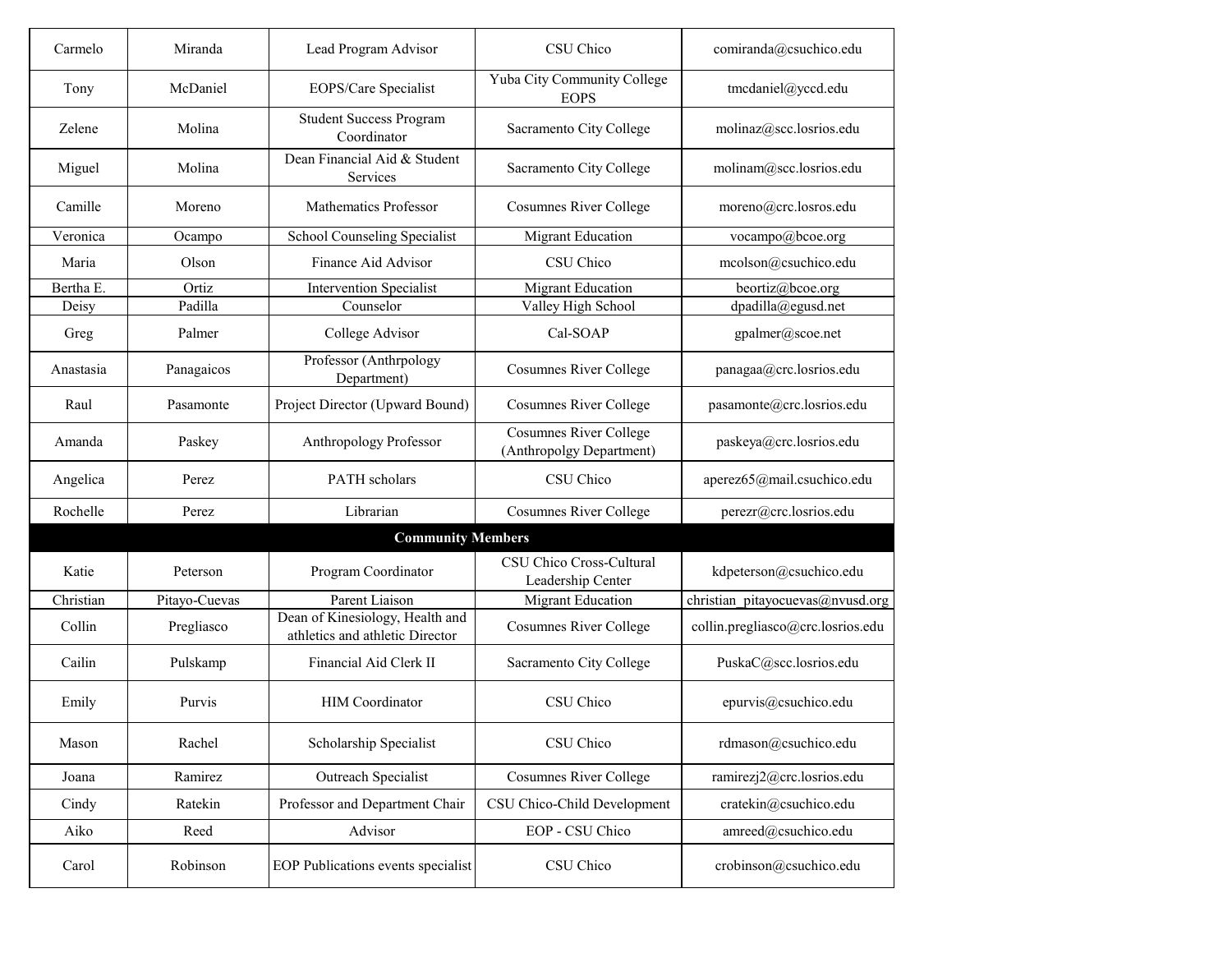| | | | | |
|---|---|---|---|---|
| Carmelo | Miranda | Lead Program Advisor | CSU Chico | comiranda@csuchico.edu |
| Tony | McDaniel | EOPS/Care Specialist | Yuba City Community College EOPS | tmcdaniel@yccd.edu |
| Zelene | Molina | Student Success Program Coordinator | Sacramento City College | molinaz@scc.losrios.edu |
| Miguel | Molina | Dean Financial Aid & Student Services | Sacramento City College | molinam@scc.losrios.edu |
| Camille | Moreno | Mathematics Professor | Cosumnes River College | moreno@crc.losros.edu |
| Veronica | Ocampo | School Counseling Specialist | Migrant Education | vocampo@bcoe.org |
| Maria | Olson | Finance Aid Advisor | CSU Chico | mcolson@csuchico.edu |
| Bertha E. | Ortiz | Intervention Specialist | Migrant Education | beortiz@bcoe.org |
| Deisy | Padilla | Counselor | Valley High School | dpadilla@egusd.net |
| Greg | Palmer | College Advisor | Cal-SOAP | gpalmer@scoe.net |
| Anastasia | Panagaicos | Professor (Anthrpology Department) | Cosumnes River College | panagaa@crc.losrios.edu |
| Raul | Pasamonte | Project Director (Upward Bound) | Cosumnes River College | pasamonte@crc.losrios.edu |
| Amanda | Paskey | Anthropology Professor | Cosumnes River College (Anthropolgy Department) | paskeya@crc.losrios.edu |
| Angelica | Perez | PATH scholars | CSU Chico | aperez65@mail.csuchico.edu |
| Rochelle | Perez | Librarian | Cosumnes River College | perezr@crc.losrios.edu |
| **Community Members** | | | | |
| Katie | Peterson | Program Coordinator | CSU Chico Cross-Cultural Leadership Center | kdpeterson@csuchico.edu |
| Christian | Pitayo-Cuevas | Parent Liaison | Migrant Education | christian_pitayocuevas@nvusd.org |
| Collin | Pregliasco | Dean of Kinesiology, Health and athletics and athletic Director | Cosumnes River College | collin.pregliasco@crc.losrios.edu |
| Cailin | Pulskamp | Financial Aid Clerk II | Sacramento City College | PuskaC@scc.losrios.edu |
| Emily | Purvis | HIM Coordinator | CSU Chico | epurvis@csuchico.edu |
| Mason | Rachel | Scholarship Specialist | CSU Chico | rdmason@csuchico.edu |
| Joana | Ramirez | Outreach Specialist | Cosumnes River College | ramirezj2@crc.losrios.edu |
| Cindy | Ratekin | Professor and Department Chair | CSU Chico-Child Development | cratekin@csuchico.edu |
| Aiko | Reed | Advisor | EOP - CSU Chico | amreed@csuchico.edu |
| Carol | Robinson | EOP Publications events specialist | CSU Chico | crobinson@csuchico.edu |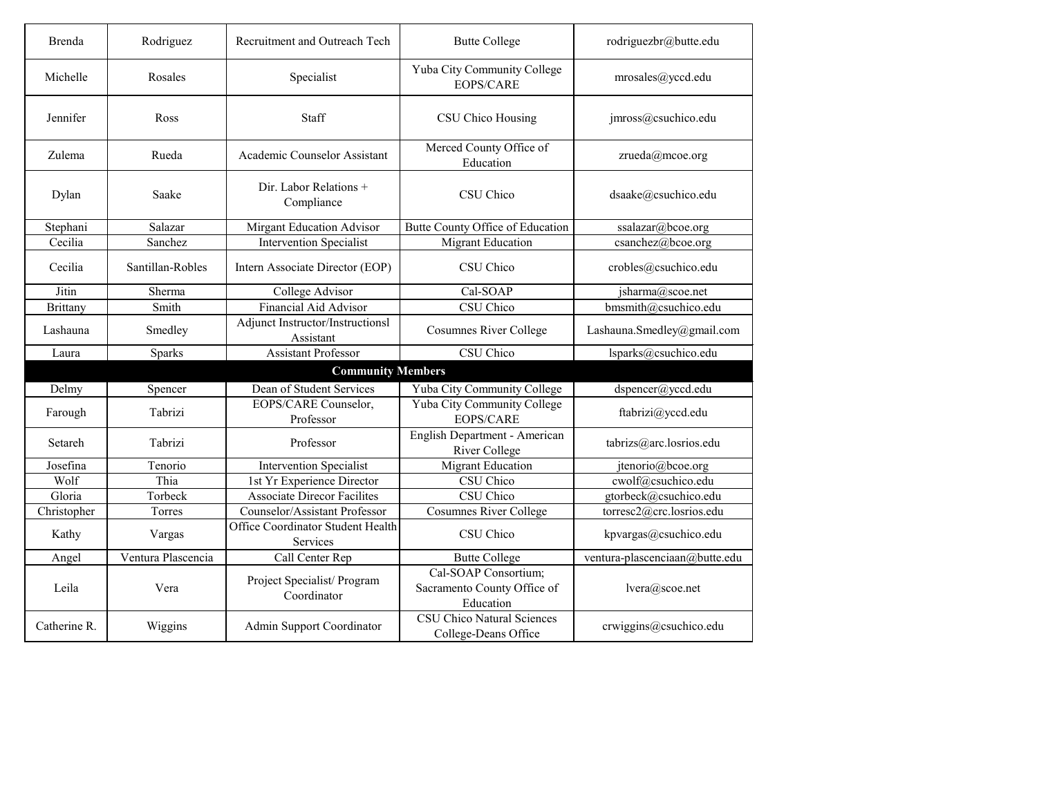| | | | | |
|---|---|---|---|---|
| Brenda | Rodriguez | Recruitment and Outreach Tech | Butte College | rodriguezbr@butte.edu |
| Michelle | Rosales | Specialist | Yuba City Community College EOPS/CARE | mrosales@yccd.edu |
| Jennifer | Ross | Staff | CSU Chico Housing | jmross@csuchico.edu |
| Zulema | Rueda | Academic Counselor Assistant | Merced County Office of Education | zrueda@mcoe.org |
| Dylan | Saake | Dir. Labor Relations + Compliance | CSU Chico | dsaake@csuchico.edu |
| Stephani | Salazar | Mirgant Education Advisor | Butte County Office of Education | ssalazar@bcoe.org |
| Cecilia | Sanchez | Intervention Specialist | Migrant Education | csanchez@bcoe.org |
| Cecilia | Santillan-Robles | Intern Associate Director (EOP) | CSU Chico | crobles@csuchico.edu |
| Jitin | Sherma | College Advisor | Cal-SOAP | jsharma@scoe.net |
| Brittany | Smith | Financial Aid Advisor | CSU Chico | bmsmith@csuchico.edu |
| Lashauna | Smedley | Adjunct Instructor/Instructionsl Assistant | Cosumnes River College | Lashauna.Smedley@gmail.com |
| Laura | Sparks | Assistant Professor | CSU Chico | lsparks@csuchico.edu |
| **Community Members** | | | | |
| Delmy | Spencer | Dean of Student Services | Yuba City Community College | dspencer@yccd.edu |
| Farough | Tabrizi | EOPS/CARE Counselor, Professor | Yuba City Community College EOPS/CARE | ftabrizi@yccd.edu |
| Setareh | Tabrizi | Professor | English Department - American River College | tabrizs@arc.losrios.edu |
| Josefina | Tenorio | Intervention Specialist | Migrant Education | jtenorio@bcoe.org |
| Wolf | Thia | 1st Yr Experience Director | CSU Chico | cwolf@csuchico.edu |
| Gloria | Torbeck | Associate Direcor Facilites | CSU Chico | gtorbeck@csuchico.edu |
| Christopher | Torres | Counselor/Assistant Professor | Cosumnes River College | torresc2@crc.losrios.edu |
| Kathy | Vargas | Office Coordinator Student Health Services | CSU Chico | kpvargas@csuchico.edu |
| Angel | Ventura Plascencia | Call Center Rep | Butte College | ventura-plascenciaan@butte.edu |
| Leila | Vera | Project Specialist/ Program Coordinator | Cal-SOAP Consortium; Sacramento County Office of Education | lvera@scoe.net |
| Catherine R. | Wiggins | Admin Support Coordinator | CSU Chico Natural Sciences College-Deans Office | crwiggins@csuchico.edu |